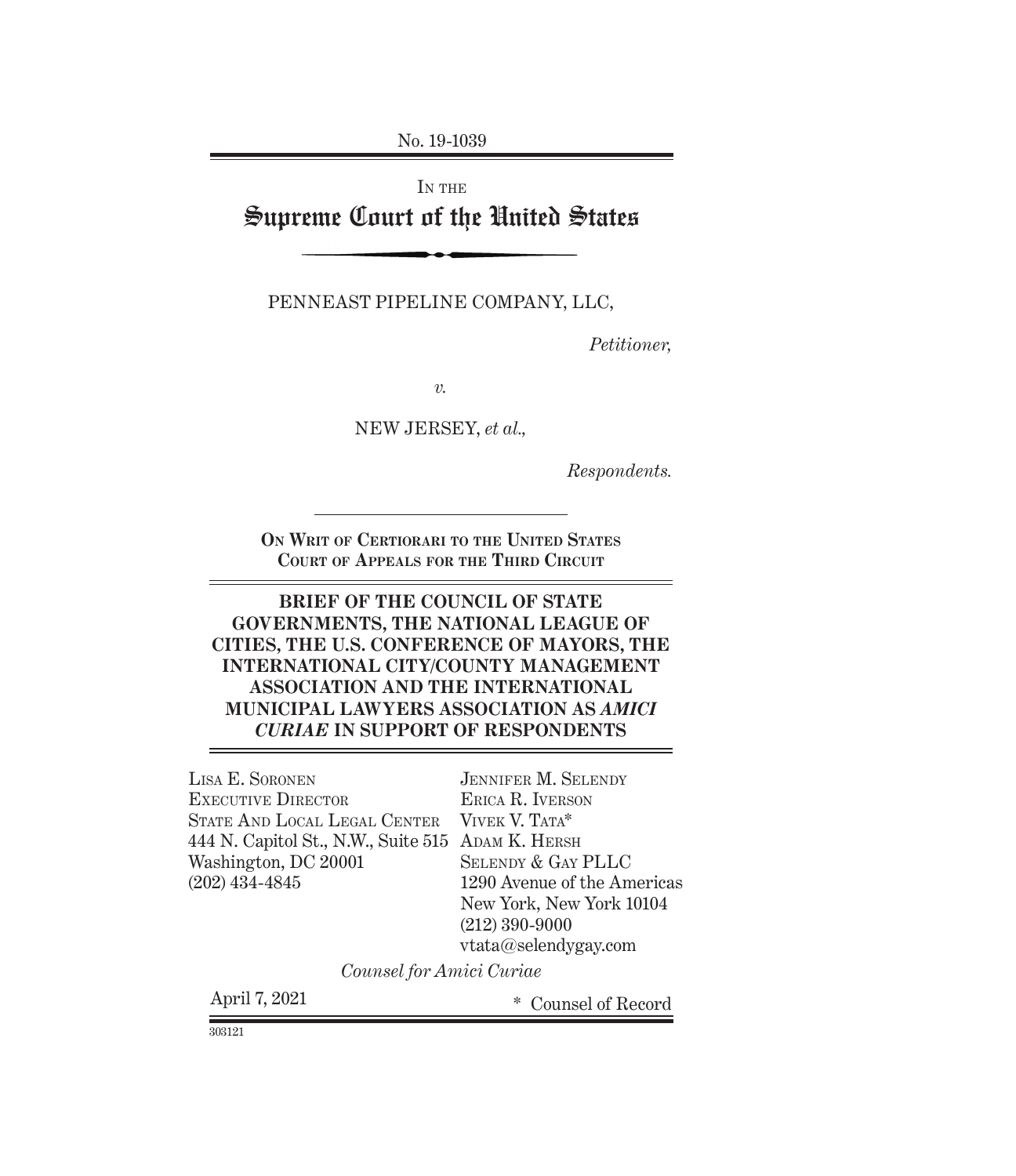No. 19-1039

IN THE

# Supreme Court of the United States

PENNEAST PIPELINE COMPANY, LLC,

*Petitioner,*

*v.*

NEW JERSEY, *et al.,*

*Respondents.*

ON WRIT OF CERTIORARI TO THE UNITED STATES COURT OF APPEALS FOR THE THIRD CIRCUIT

## BRIEF OF THE COUNCIL OF STATE GOVERNMENTS, THE NATIONAL LEAGUE OF CITIES, THE U.S. CONFERENCE OF MAYORS, THE INTERNATIONAL CITY/COUNTY MANAGEMENT ASSOCIATION AND THE INTERNATIONAL MUNICIPAL LAWYERS ASSOCIATION AS *AMICI CURIAE* IN SUPPORT OF RESPONDENTS

LISA E. SORONEN
EXECUTIVE DIRECTOR
STATE AND LOCAL LEGAL CENTER
444 N. Capitol St., N.W., Suite 515
Washington, DC 20001
(202) 434-4845

JENNIFER M. SELENDY
ERICA R. IVERSON
VIVEK V. TATA*
ADAM K. HERSH
SELENDY & GAY PLLC
1290 Avenue of the Americas
New York, New York 10104
(212) 390-9000
vtata@selendygay.com

*Counsel for Amici Curiae*

April 7, 2021

\* Counsel of Record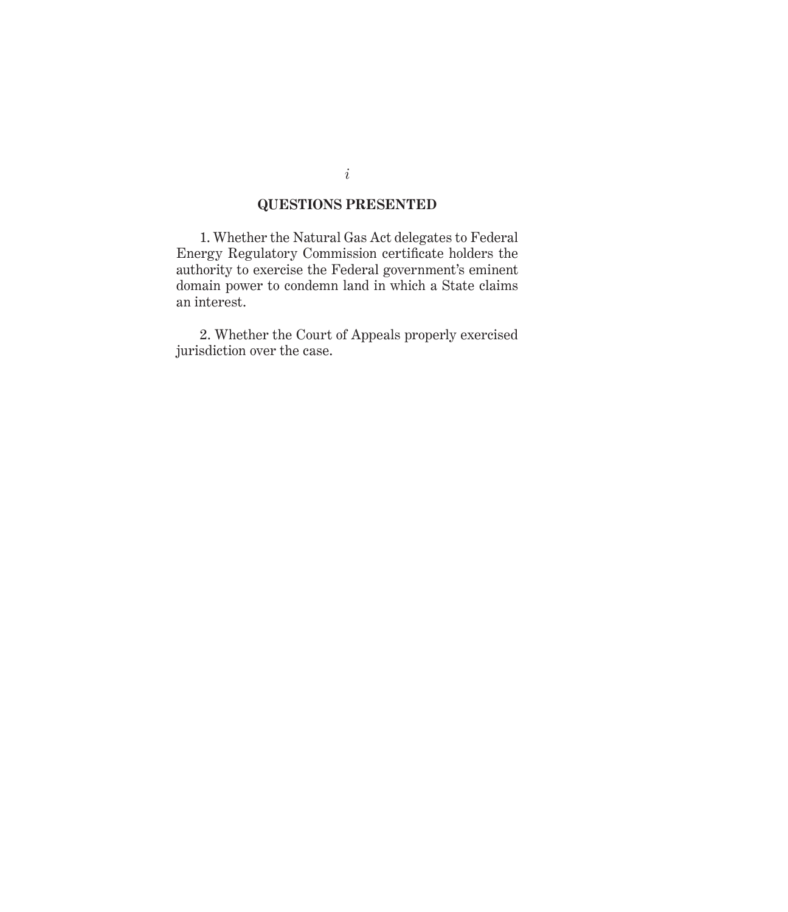## QUESTIONS PRESENTED

1. Whether the Natural Gas Act delegates to Federal Energy Regulatory Commission certificate holders the authority to exercise the Federal government's eminent domain power to condemn land in which a State claims an interest.

2. Whether the Court of Appeals properly exercised jurisdiction over the case.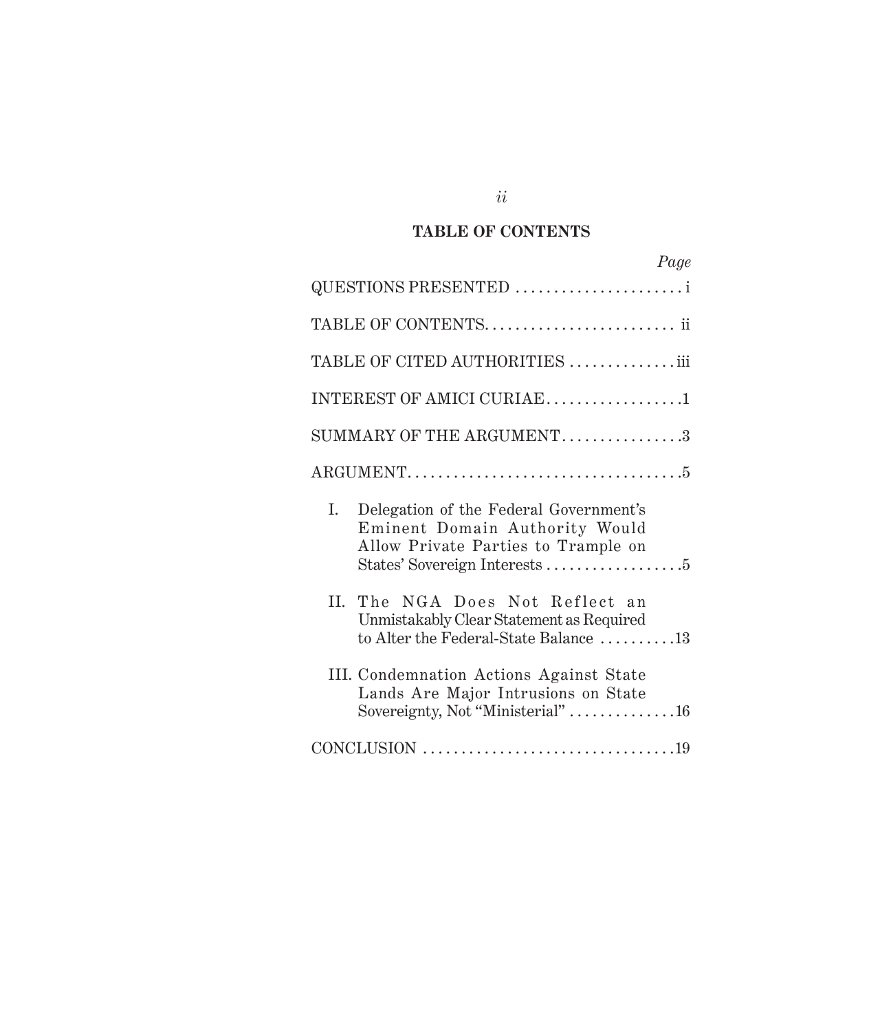## TABLE OF CONTENTS

| | Page |
|---|---|
| QUESTIONS PRESENTED | i |
| TABLE OF CONTENTS | ii |
| TABLE OF CITED AUTHORITIES | iii |
| INTEREST OF AMICI CURIAE | 1 |
| SUMMARY OF THE ARGUMENT | 3 |
| ARGUMENT | 5 |
| I. Delegation of the Federal Government's Eminent Domain Authority Would Allow Private Parties to Trample on States' Sovereign Interests | 5 |
| II. The NGA Does Not Reflect an Unmistakably Clear Statement as Required to Alter the Federal-State Balance | 13 |
| III. Condemnation Actions Against State Lands Are Major Intrusions on State Sovereignty, Not "Ministerial" | 16 |
| CONCLUSION | 19 |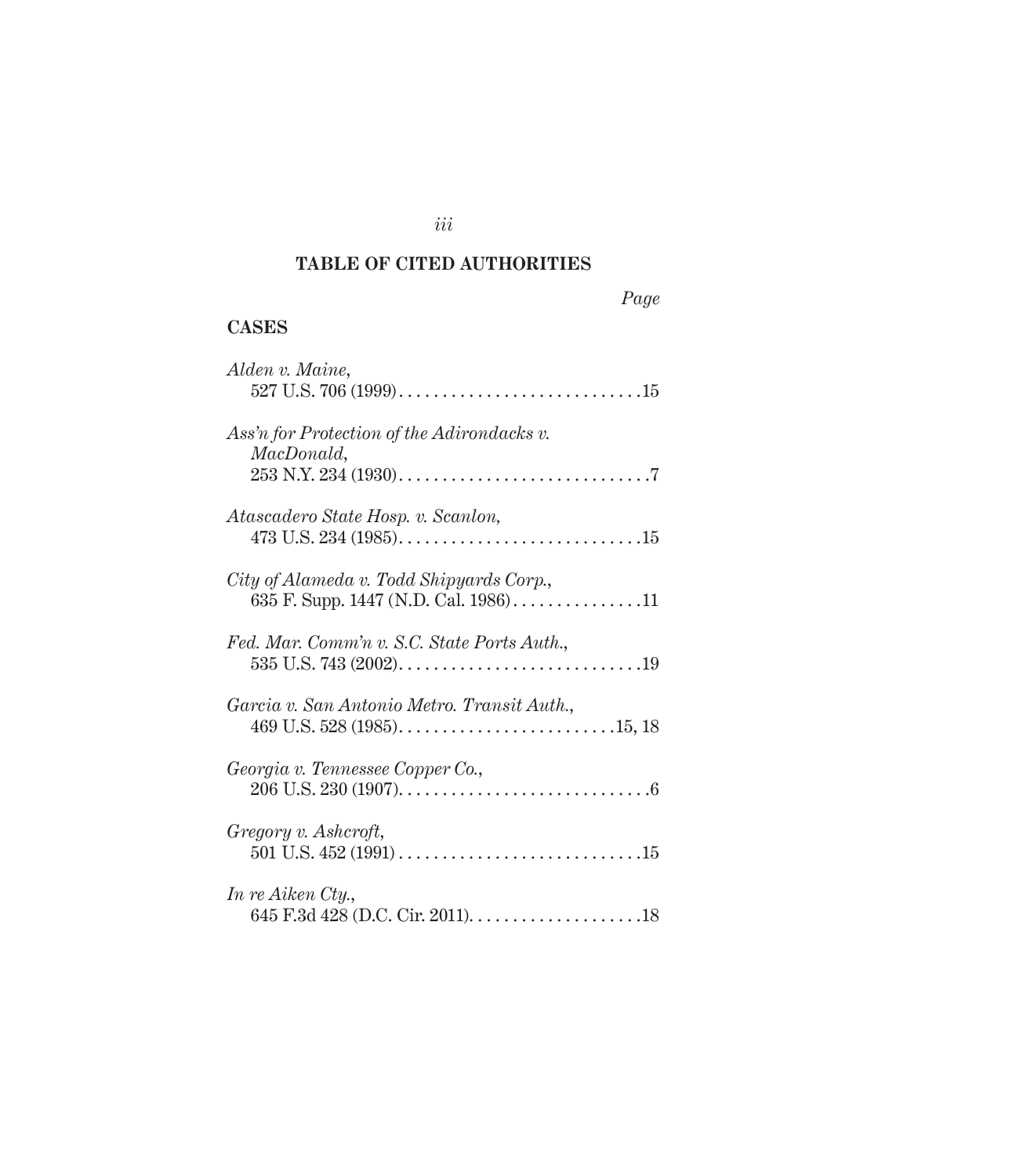## TABLE OF CITED AUTHORITIES

*Page*

### CASES

*Alden v. Maine*, 527 U.S. 706 (1999) . . . . . . . . . . . . . . . . . . . . . . . . . . . .15

*Ass'n for Protection of the Adirondacks v. MacDonald*, 253 N.Y. 234 (1930) . . . . . . . . . . . . . . . . . . . . . . . . . . . . .7

*Atascadero State Hosp. v. Scanlon*, 473 U.S. 234 (1985) . . . . . . . . . . . . . . . . . . . . . . . . . . . .15

*City of Alameda v. Todd Shipyards Corp.*, 635 F. Supp. 1447 (N.D. Cal. 1986) . . . . . . . . . . . . . . .11

*Fed. Mar. Comm'n v. S.C. State Ports Auth.*, 535 U.S. 743 (2002) . . . . . . . . . . . . . . . . . . . . . . . . . . . .19

*Garcia v. San Antonio Metro. Transit Auth.*, 469 U.S. 528 (1985) . . . . . . . . . . . . . . . . . . . . . . . . .15, 18

*Georgia v. Tennessee Copper Co.*, 206 U.S. 230 (1907) . . . . . . . . . . . . . . . . . . . . . . . . . . . . .6

*Gregory v. Ashcroft*, 501 U.S. 452 (1991) . . . . . . . . . . . . . . . . . . . . . . . . . . . .15

*In re Aiken Cty.*, 645 F.3d 428 (D.C. Cir. 2011) . . . . . . . . . . . . . . . . . . . .18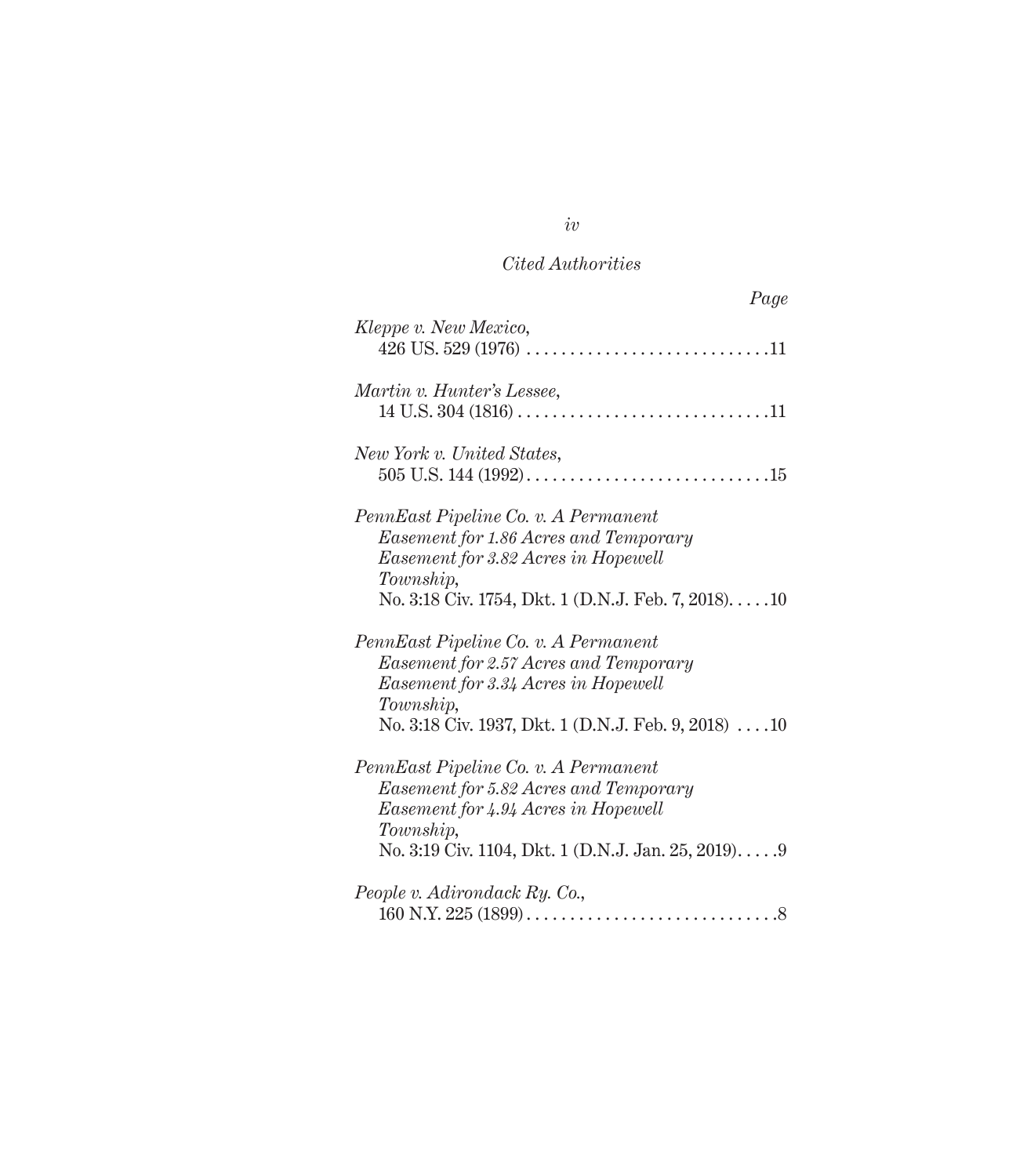*Cited Authorities*

*Page*

*Kleppe v. New Mexico*,
426 US. 529 (1976) . . . . . . . . . . . . . . . . . . . . . . . . . . . .11

*Martin v. Hunter's Lessee*,
14 U.S. 304 (1816) . . . . . . . . . . . . . . . . . . . . . . . . . . . . .11

*New York v. United States*,
505 U.S. 144 (1992) . . . . . . . . . . . . . . . . . . . . . . . . . . . .15

*PennEast Pipeline Co. v. A Permanent Easement for 1.86 Acres and Temporary Easement for 3.82 Acres in Hopewell Township*,
No. 3:18 Civ. 1754, Dkt. 1 (D.N.J. Feb. 7, 2018). . . . .10

*PennEast Pipeline Co. v. A Permanent Easement for 2.57 Acres and Temporary Easement for 3.34 Acres in Hopewell Township*,
No. 3:18 Civ. 1937, Dkt. 1 (D.N.J. Feb. 9, 2018) . . . .10

*PennEast Pipeline Co. v. A Permanent Easement for 5.82 Acres and Temporary Easement for 4.94 Acres in Hopewell Township*,
No. 3:19 Civ. 1104, Dkt. 1 (D.N.J. Jan. 25, 2019). . . . .9

*People v. Adirondack Ry. Co.*,
160 N.Y. 225 (1899) . . . . . . . . . . . . . . . . . . . . . . . . . . . . .8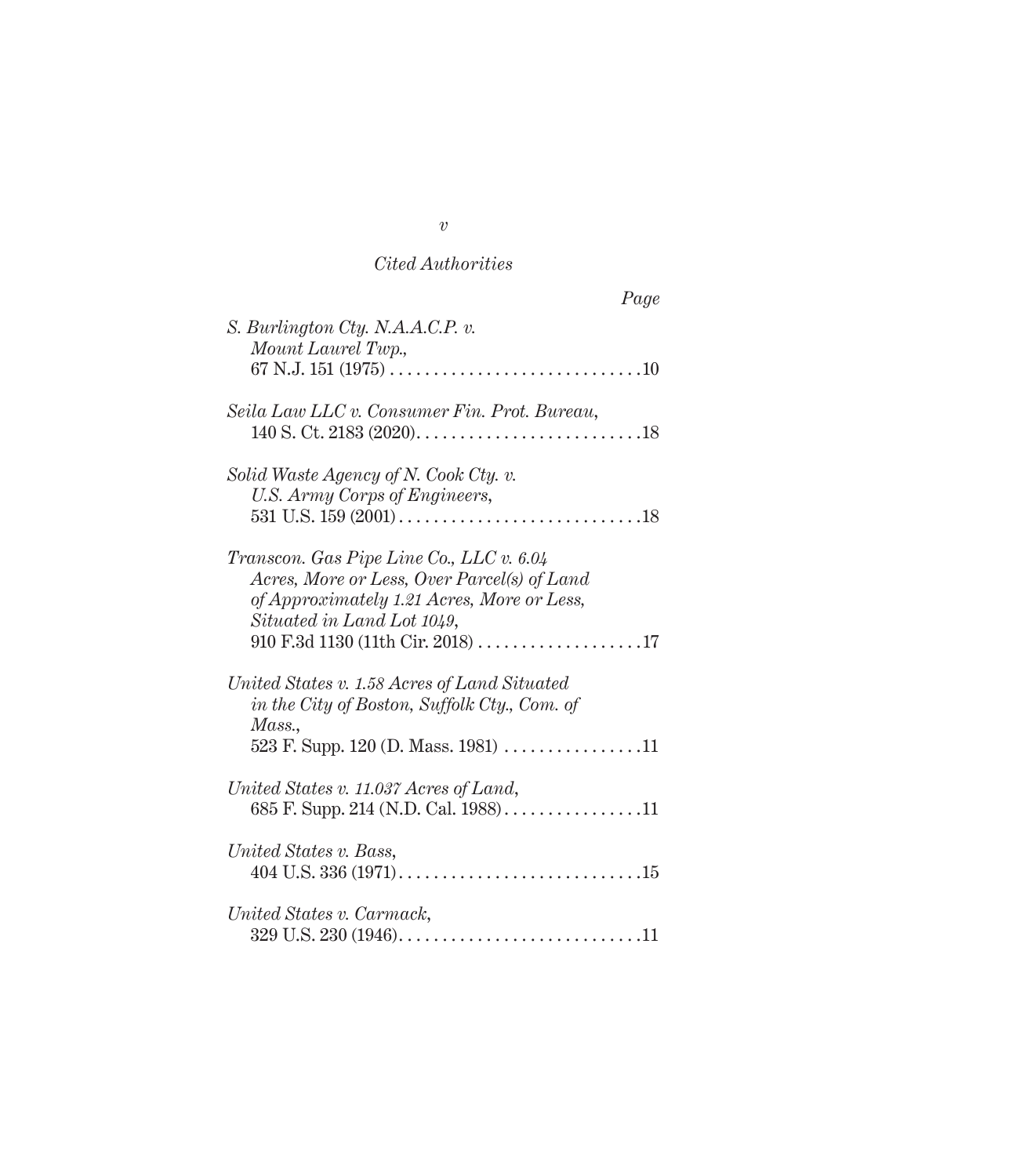*Cited Authorities*

*Page*

*S. Burlington Cty. N.A.A.C.P. v. Mount Laurel Twp.*, 67 N.J. 151 (1975) . . . . . . . . . . . . . . . . . . . . . . . . . . . . .10

*Seila Law LLC v. Consumer Fin. Prot. Bureau*, 140 S. Ct. 2183 (2020). . . . . . . . . . . . . . . . . . . . . . . . . .18

*Solid Waste Agency of N. Cook Cty. v. U.S. Army Corps of Engineers*, 531 U.S. 159 (2001) . . . . . . . . . . . . . . . . . . . . . . . . . . . .18

*Transcon. Gas Pipe Line Co., LLC v. 6.04 Acres, More or Less, Over Parcel(s) of Land of Approximately 1.21 Acres, More or Less, Situated in Land Lot 1049*, 910 F.3d 1130 (11th Cir. 2018) . . . . . . . . . . . . . . . . . . . .17

*United States v. 1.58 Acres of Land Situated in the City of Boston, Suffolk Cty., Com. of Mass.*, 523 F. Supp. 120 (D. Mass. 1981) . . . . . . . . . . . . . . . .11

*United States v. 11.037 Acres of Land*, 685 F. Supp. 214 (N.D. Cal. 1988). . . . . . . . . . . . . . . .11

*United States v. Bass*, 404 U.S. 336 (1971). . . . . . . . . . . . . . . . . . . . . . . . . . . .15

*United States v. Carmack*, 329 U.S. 230 (1946). . . . . . . . . . . . . . . . . . . . . . . . . . . .11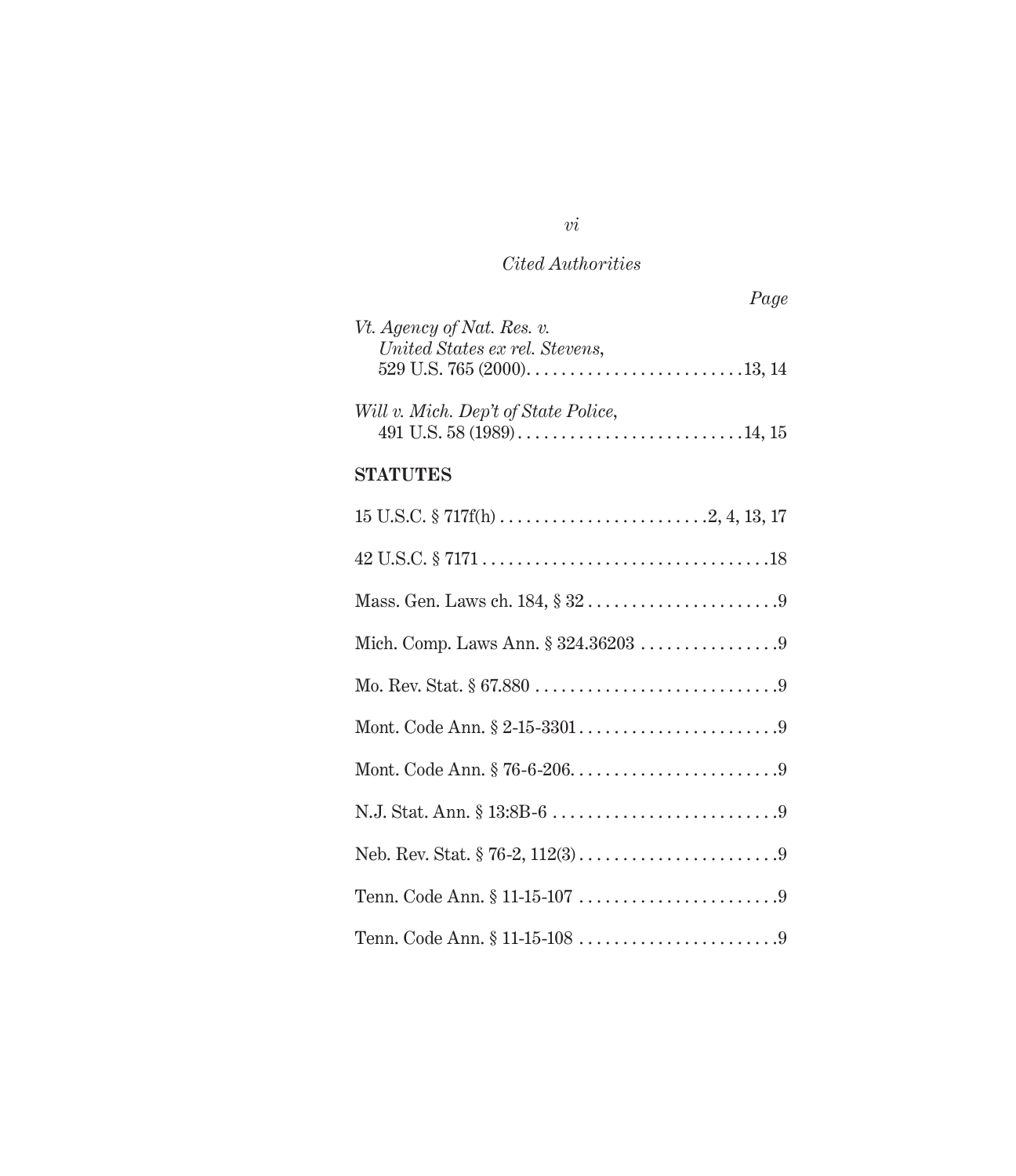*Cited Authorities*

*Page*

*Vt. Agency of Nat. Res. v. United States ex rel. Stevens*, 529 U.S. 765 (2000). . . . . . . . . . . . . . . . . . . . . . . . .13, 14

*Will v. Mich. Dep't of State Police*, 491 U.S. 58 (1989) . . . . . . . . . . . . . . . . . . . . . . . . . .14, 15

**STATUTES**

15 U.S.C. § 717f(h) . . . . . . . . . . . . . . . . . . . . . . . . .2, 4, 13, 17

42 U.S.C. § 7171 . . . . . . . . . . . . . . . . . . . . . . . . . . . . . . . . .18

Mass. Gen. Laws ch. 184, § 32 . . . . . . . . . . . . . . . . . . . . . .9

Mich. Comp. Laws Ann. § 324.36203 . . . . . . . . . . . . . . . .9

Mo. Rev. Stat. § 67.880 . . . . . . . . . . . . . . . . . . . . . . . . . . . .9

Mont. Code Ann. § 2-15-3301 . . . . . . . . . . . . . . . . . . . . . . .9

Mont. Code Ann. § 76-6-206. . . . . . . . . . . . . . . . . . . . . . . .9

N.J. Stat. Ann. § 13:8B-6 . . . . . . . . . . . . . . . . . . . . . . . . . .9

Neb. Rev. Stat. § 76-2, 112(3) . . . . . . . . . . . . . . . . . . . . . . .9

Tenn. Code Ann. § 11-15-107 . . . . . . . . . . . . . . . . . . . . . . .9

Tenn. Code Ann. § 11-15-108 . . . . . . . . . . . . . . . . . . . . . . .9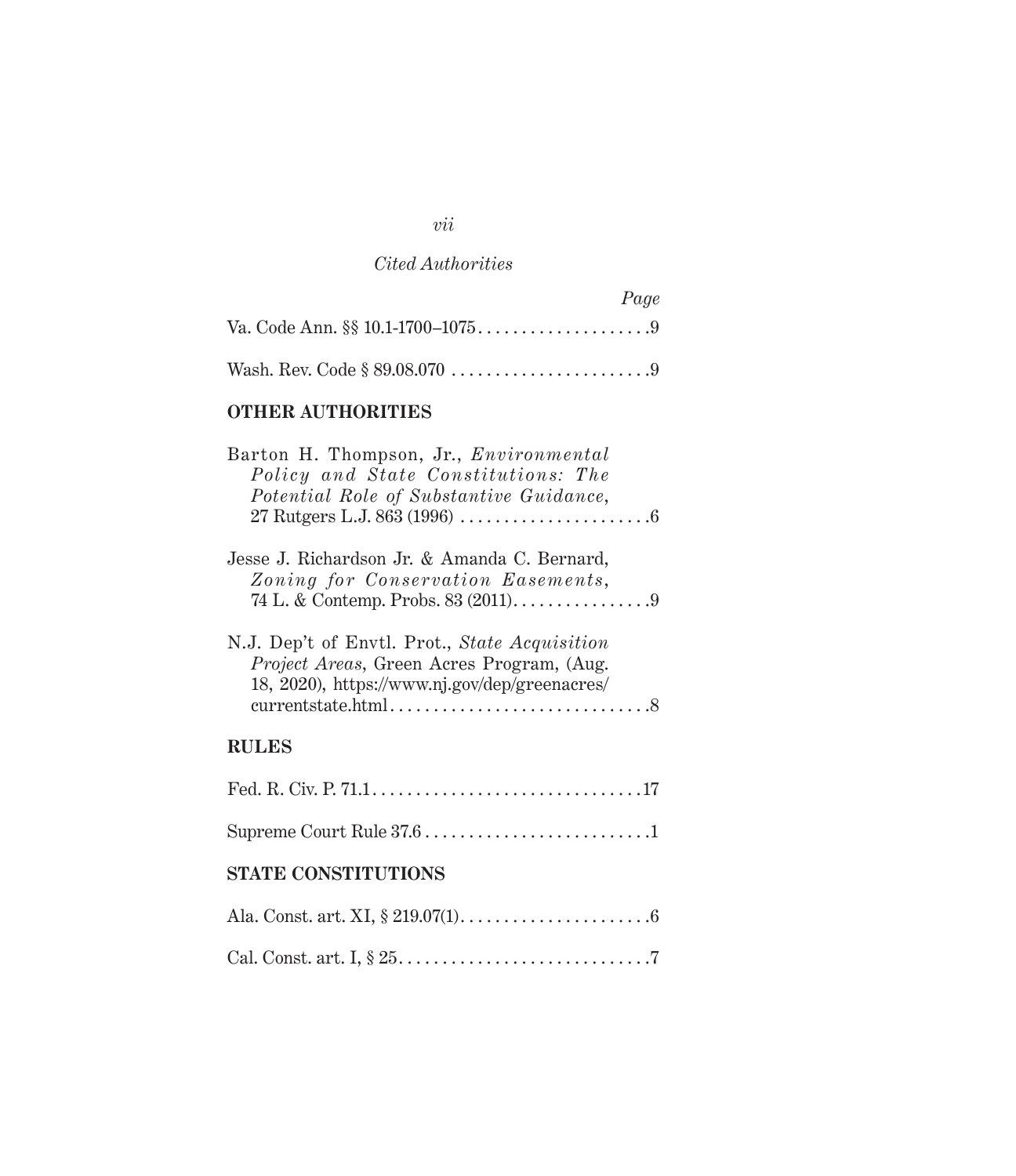*Cited Authorities*

*Page*

Va. Code Ann. §§ 10.1-1700–1075 . . . . . . . . . . . . . . . . . . . . 9

Wash. Rev. Code § 89.08.070 . . . . . . . . . . . . . . . . . . . . . . . 9

**OTHER AUTHORITIES**

Barton H. Thompson, Jr., *Environmental Policy and State Constitutions: The Potential Role of Substantive Guidance*, 27 Rutgers L.J. 863 (1996) . . . . . . . . . . . . . . . . . . . . . . 6

Jesse J. Richardson Jr. & Amanda C. Bernard, *Zoning for Conservation Easements*, 74 L. & Contemp. Probs. 83 (2011). . . . . . . . . . . . . . . . 9

N.J. Dep't of Envtl. Prot., *State Acquisition Project Areas*, Green Acres Program, (Aug. 18, 2020), https://www.nj.gov/dep/greenacres/currentstate.html . . . . . . . . . . . . . . . . . . . . . . . . . . . . . . 8

**RULES**

Fed. R. Civ. P. 71.1 . . . . . . . . . . . . . . . . . . . . . . . . . . . . . . . 17

Supreme Court Rule 37.6 . . . . . . . . . . . . . . . . . . . . . . . . . . 1

**STATE CONSTITUTIONS**

Ala. Const. art. XI, § 219.07(1) . . . . . . . . . . . . . . . . . . . . . . 6

Cal. Const. art. I, § 25 . . . . . . . . . . . . . . . . . . . . . . . . . . . . . 7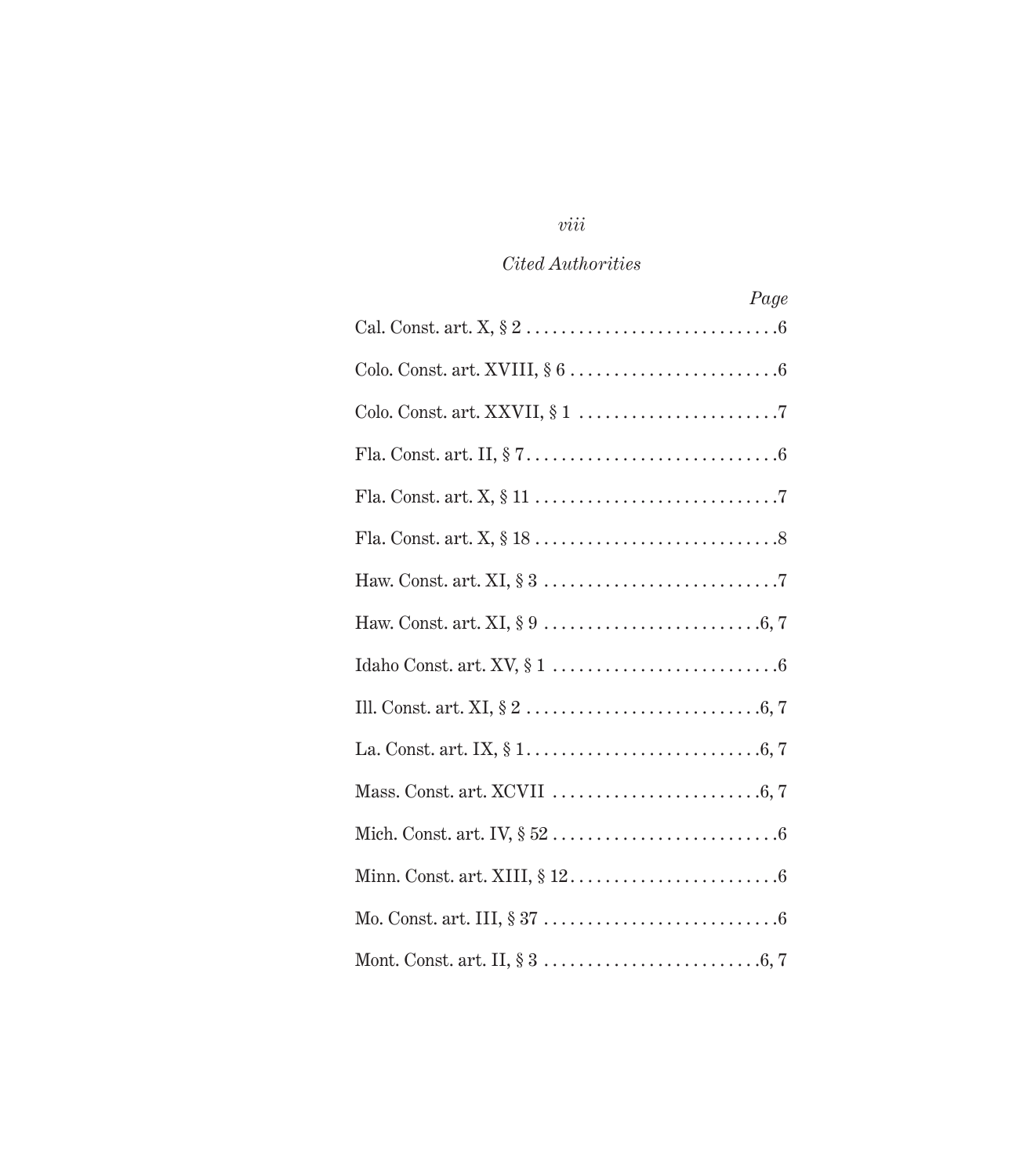*Cited Authorities*

| | *Page* |
|---|---|
| Cal. Const. art. X, § 2 | 6 |
| Colo. Const. art. XVIII, § 6 | 6 |
| Colo. Const. art. XXVII, § 1 | 7 |
| Fla. Const. art. II, § 7 | 6 |
| Fla. Const. art. X, § 11 | 7 |
| Fla. Const. art. X, § 18 | 8 |
| Haw. Const. art. XI, § 3 | 7 |
| Haw. Const. art. XI, § 9 | 6, 7 |
| Idaho Const. art. XV, § 1 | 6 |
| Ill. Const. art. XI, § 2 | 6, 7 |
| La. Const. art. IX, § 1 | 6, 7 |
| Mass. Const. art. XCVII | 6, 7 |
| Mich. Const. art. IV, § 52 | 6 |
| Minn. Const. art. XIII, § 12 | 6 |
| Mo. Const. art. III, § 37 | 6 |
| Mont. Const. art. II, § 3 | 6, 7 |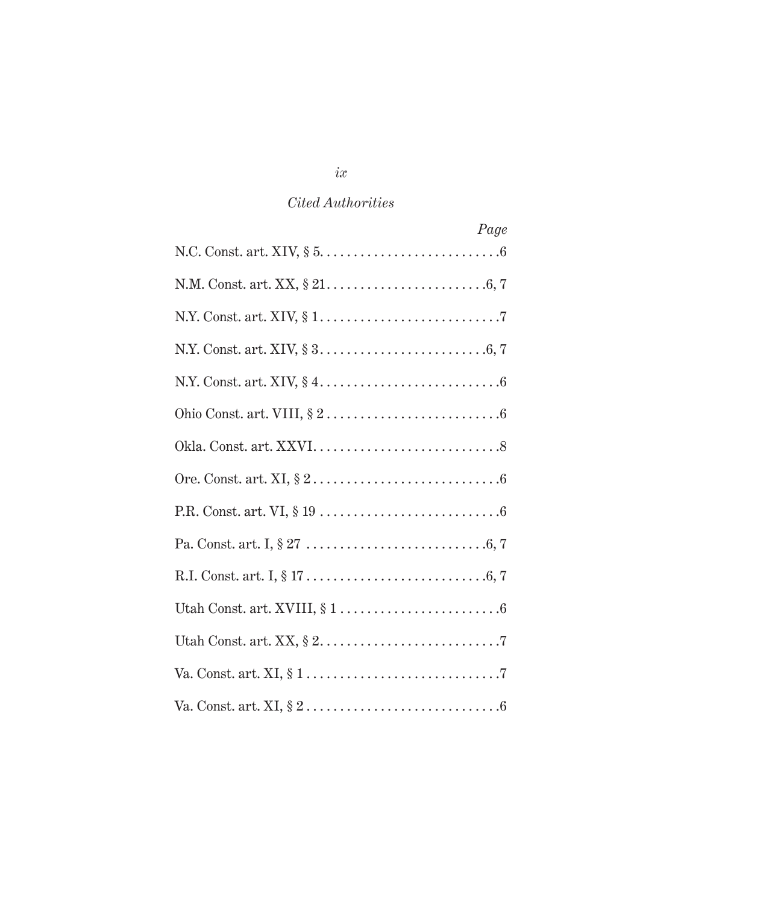*Cited Authorities*

| | *Page* |
|---|---|
| N.C. Const. art. XIV, § 5 | 6 |
| N.M. Const. art. XX, § 21 | 6, 7 |
| N.Y. Const. art. XIV, § 1 | 7 |
| N.Y. Const. art. XIV, § 3 | 6, 7 |
| N.Y. Const. art. XIV, § 4 | 6 |
| Ohio Const. art. VIII, § 2 | 6 |
| Okla. Const. art. XXVI | 8 |
| Ore. Const. art. XI, § 2 | 6 |
| P.R. Const. art. VI, § 19 | 6 |
| Pa. Const. art. I, § 27 | 6, 7 |
| R.I. Const. art. I, § 17 | 6, 7 |
| Utah Const. art. XVIII, § 1 | 6 |
| Utah Const. art. XX, § 2 | 7 |
| Va. Const. art. XI, § 1 | 7 |
| Va. Const. art. XI, § 2 | 6 |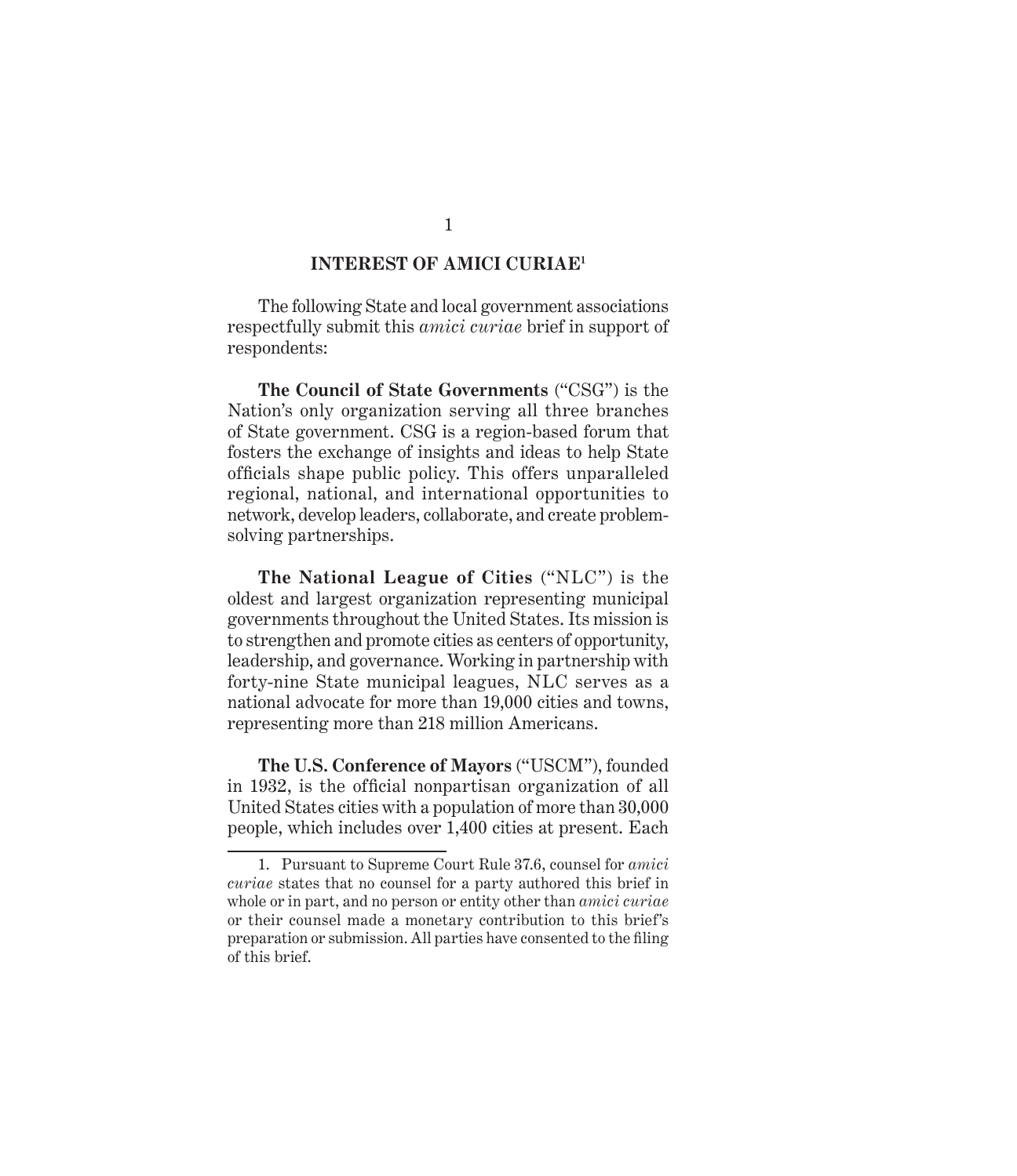## INTEREST OF AMICI CURIAE[1]

The following State and local government associations respectfully submit this *amici curiae* brief in support of respondents:

**The Council of State Governments** ("CSG") is the Nation's only organization serving all three branches of State government. CSG is a region-based forum that fosters the exchange of insights and ideas to help State officials shape public policy. This offers unparalleled regional, national, and international opportunities to network, develop leaders, collaborate, and create problem-solving partnerships.

**The National League of Cities** ("NLC") is the oldest and largest organization representing municipal governments throughout the United States. Its mission is to strengthen and promote cities as centers of opportunity, leadership, and governance. Working in partnership with forty-nine State municipal leagues, NLC serves as a national advocate for more than 19,000 cities and towns, representing more than 218 million Americans.

**The U.S. Conference of Mayors** ("USCM"), founded in 1932, is the official nonpartisan organization of all United States cities with a population of more than 30,000 people, which includes over 1,400 cities at present. Each

---

1. Pursuant to Supreme Court Rule 37.6, counsel for *amici curiae* states that no counsel for a party authored this brief in whole or in part, and no person or entity other than *amici curiae* or their counsel made a monetary contribution to this brief's preparation or submission. All parties have consented to the filing of this brief.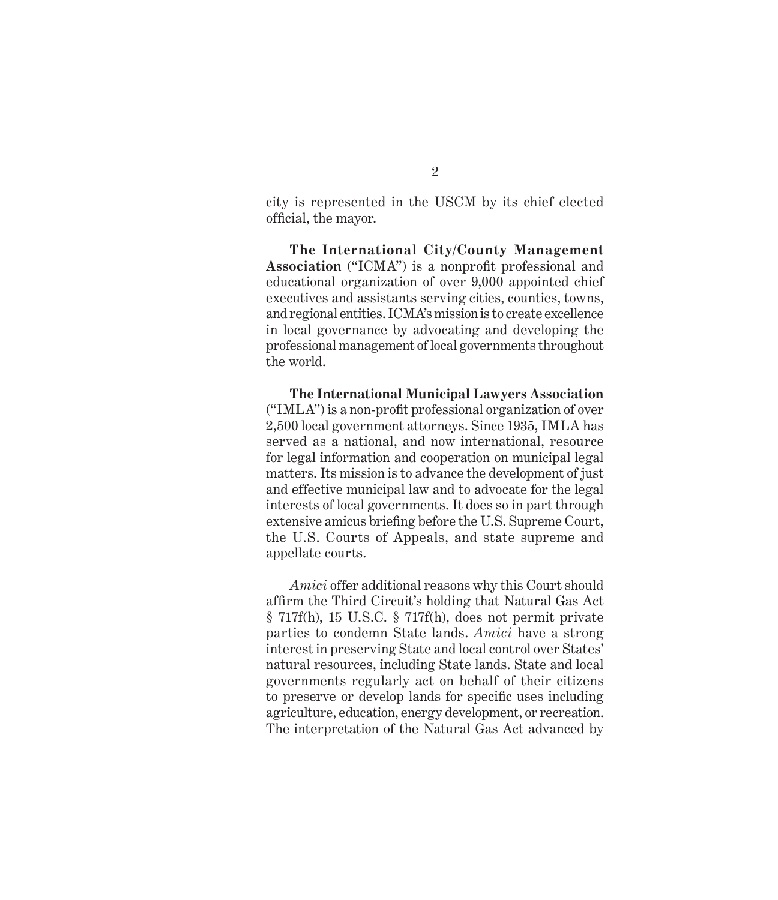city is represented in the USCM by its chief elected official, the mayor.

**The International City/County Management Association** ("ICMA") is a nonprofit professional and educational organization of over 9,000 appointed chief executives and assistants serving cities, counties, towns, and regional entities. ICMA's mission is to create excellence in local governance by advocating and developing the professional management of local governments throughout the world.

**The International Municipal Lawyers Association** ("IMLA") is a non-profit professional organization of over 2,500 local government attorneys. Since 1935, IMLA has served as a national, and now international, resource for legal information and cooperation on municipal legal matters. Its mission is to advance the development of just and effective municipal law and to advocate for the legal interests of local governments. It does so in part through extensive amicus briefing before the U.S. Supreme Court, the U.S. Courts of Appeals, and state supreme and appellate courts.

*Amici* offer additional reasons why this Court should affirm the Third Circuit's holding that Natural Gas Act § 717f(h), 15 U.S.C. § 717f(h), does not permit private parties to condemn State lands. *Amici* have a strong interest in preserving State and local control over States' natural resources, including State lands. State and local governments regularly act on behalf of their citizens to preserve or develop lands for specific uses including agriculture, education, energy development, or recreation. The interpretation of the Natural Gas Act advanced by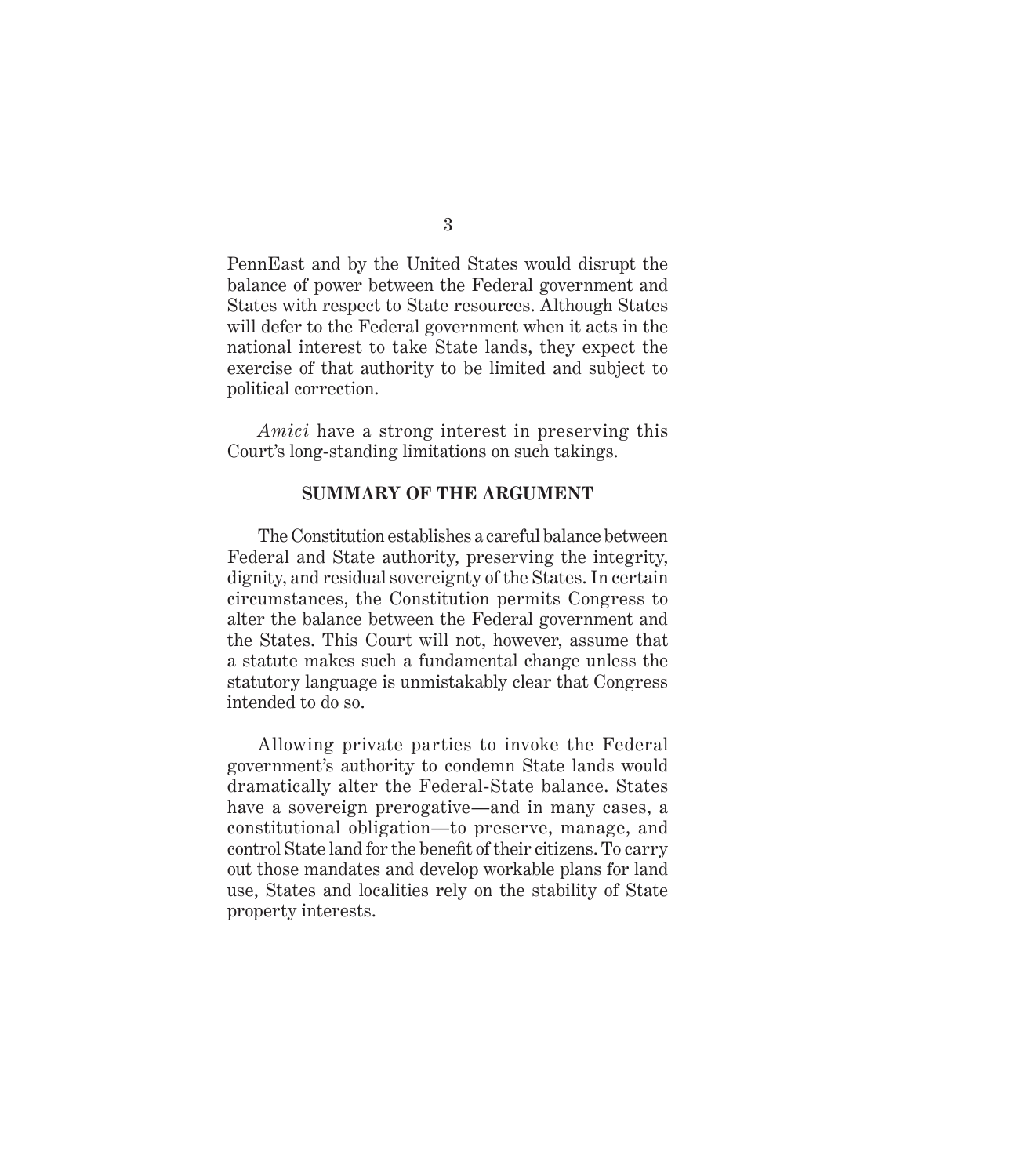PennEast and by the United States would disrupt the balance of power between the Federal government and States with respect to State resources. Although States will defer to the Federal government when it acts in the national interest to take State lands, they expect the exercise of that authority to be limited and subject to political correction.

*Amici* have a strong interest in preserving this Court's long-standing limitations on such takings.

## SUMMARY OF THE ARGUMENT

The Constitution establishes a careful balance between Federal and State authority, preserving the integrity, dignity, and residual sovereignty of the States. In certain circumstances, the Constitution permits Congress to alter the balance between the Federal government and the States. This Court will not, however, assume that a statute makes such a fundamental change unless the statutory language is unmistakably clear that Congress intended to do so.

Allowing private parties to invoke the Federal government's authority to condemn State lands would dramatically alter the Federal-State balance. States have a sovereign prerogative—and in many cases, a constitutional obligation—to preserve, manage, and control State land for the benefit of their citizens. To carry out those mandates and develop workable plans for land use, States and localities rely on the stability of State property interests.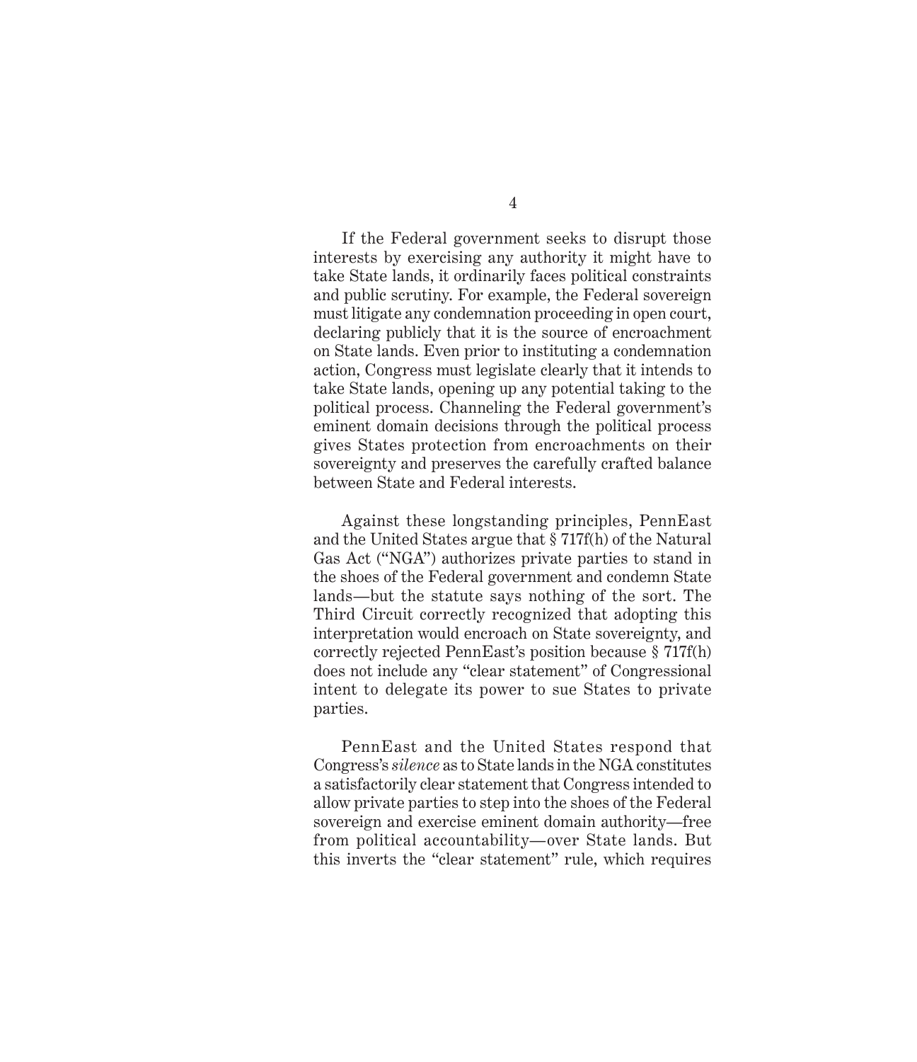If the Federal government seeks to disrupt those interests by exercising any authority it might have to take State lands, it ordinarily faces political constraints and public scrutiny. For example, the Federal sovereign must litigate any condemnation proceeding in open court, declaring publicly that it is the source of encroachment on State lands. Even prior to instituting a condemnation action, Congress must legislate clearly that it intends to take State lands, opening up any potential taking to the political process. Channeling the Federal government's eminent domain decisions through the political process gives States protection from encroachments on their sovereignty and preserves the carefully crafted balance between State and Federal interests.

Against these longstanding principles, PennEast and the United States argue that § 717f(h) of the Natural Gas Act ("NGA") authorizes private parties to stand in the shoes of the Federal government and condemn State lands—but the statute says nothing of the sort. The Third Circuit correctly recognized that adopting this interpretation would encroach on State sovereignty, and correctly rejected PennEast's position because § 717f(h) does not include any "clear statement" of Congressional intent to delegate its power to sue States to private parties.

PennEast and the United States respond that Congress's *silence* as to State lands in the NGA constitutes a satisfactorily clear statement that Congress intended to allow private parties to step into the shoes of the Federal sovereign and exercise eminent domain authority—free from political accountability—over State lands. But this inverts the "clear statement" rule, which requires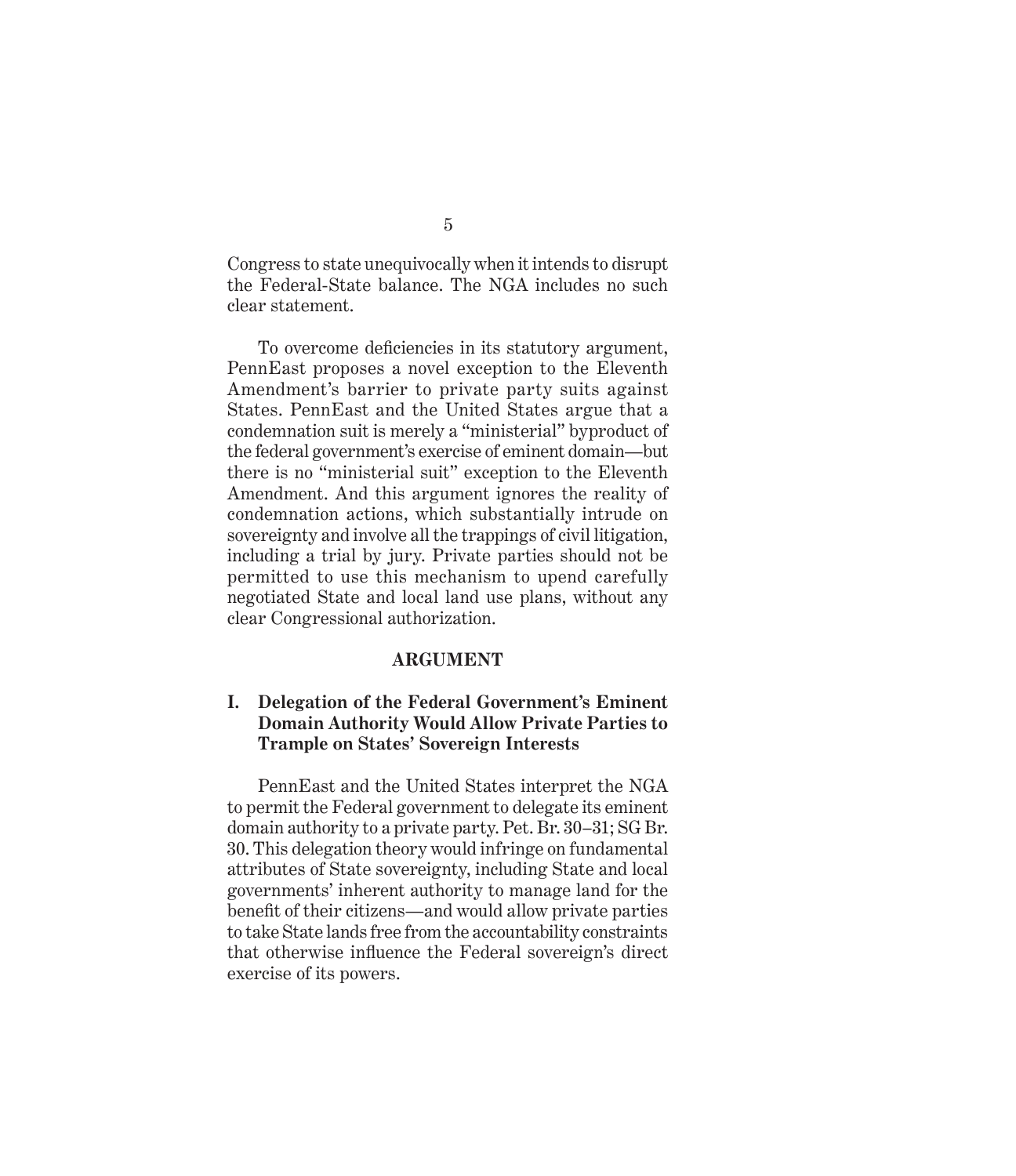Congress to state unequivocally when it intends to disrupt the Federal-State balance. The NGA includes no such clear statement.

To overcome deficiencies in its statutory argument, PennEast proposes a novel exception to the Eleventh Amendment's barrier to private party suits against States. PennEast and the United States argue that a condemnation suit is merely a "ministerial" byproduct of the federal government's exercise of eminent domain—but there is no "ministerial suit" exception to the Eleventh Amendment. And this argument ignores the reality of condemnation actions, which substantially intrude on sovereignty and involve all the trappings of civil litigation, including a trial by jury. Private parties should not be permitted to use this mechanism to upend carefully negotiated State and local land use plans, without any clear Congressional authorization.

## ARGUMENT

### I. Delegation of the Federal Government's Eminent Domain Authority Would Allow Private Parties to Trample on States' Sovereign Interests

PennEast and the United States interpret the NGA to permit the Federal government to delegate its eminent domain authority to a private party. Pet. Br. 30–31; SG Br. 30. This delegation theory would infringe on fundamental attributes of State sovereignty, including State and local governments' inherent authority to manage land for the benefit of their citizens—and would allow private parties to take State lands free from the accountability constraints that otherwise influence the Federal sovereign's direct exercise of its powers.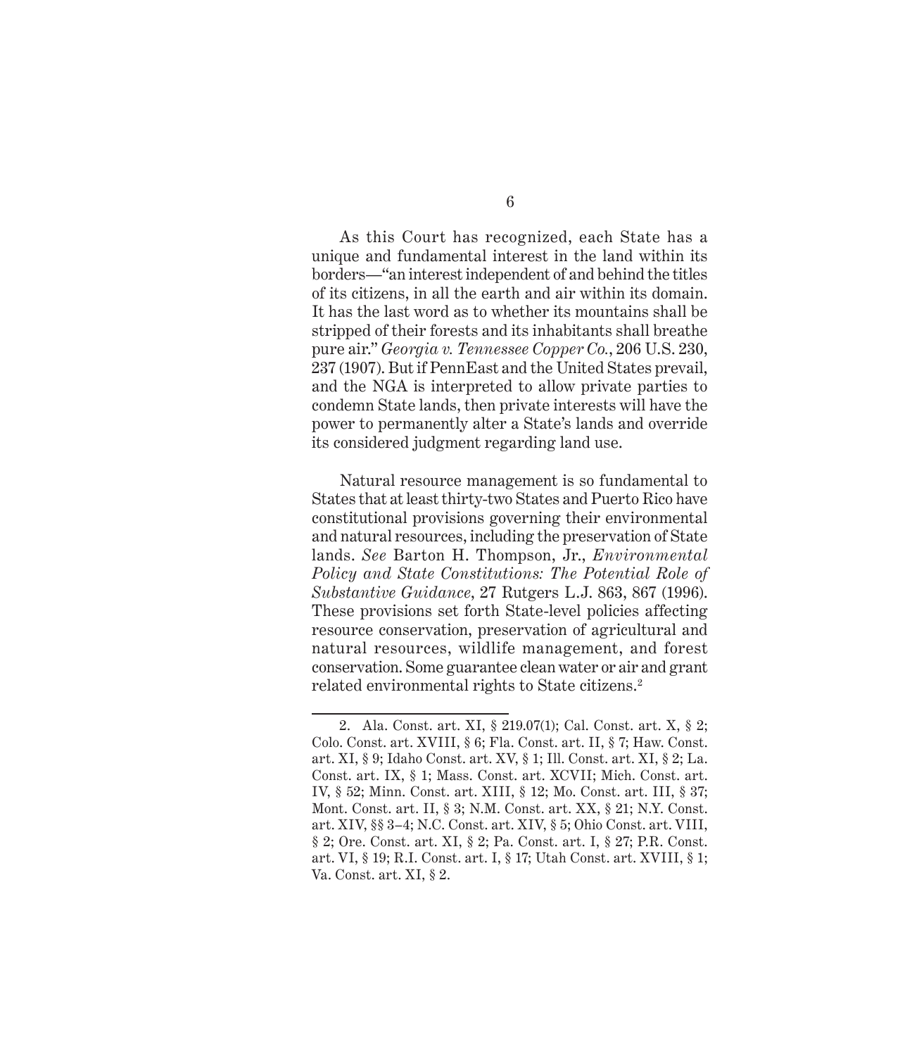As this Court has recognized, each State has a unique and fundamental interest in the land within its borders—"an interest independent of and behind the titles of its citizens, in all the earth and air within its domain. It has the last word as to whether its mountains shall be stripped of their forests and its inhabitants shall breathe pure air." *Georgia v. Tennessee Copper Co.*, 206 U.S. 230, 237 (1907). But if PennEast and the United States prevail, and the NGA is interpreted to allow private parties to condemn State lands, then private interests will have the power to permanently alter a State's lands and override its considered judgment regarding land use.

Natural resource management is so fundamental to States that at least thirty-two States and Puerto Rico have constitutional provisions governing their environmental and natural resources, including the preservation of State lands. *See* Barton H. Thompson, Jr., *Environmental Policy and State Constitutions: The Potential Role of Substantive Guidance*, 27 Rutgers L.J. 863, 867 (1996). These provisions set forth State-level policies affecting resource conservation, preservation of agricultural and natural resources, wildlife management, and forest conservation. Some guarantee clean water or air and grant related environmental rights to State citizens.[2]

---

2. Ala. Const. art. XI, § 219.07(1); Cal. Const. art. X, § 2; Colo. Const. art. XVIII, § 6; Fla. Const. art. II, § 7; Haw. Const. art. XI, § 9; Idaho Const. art. XV, § 1; Ill. Const. art. XI, § 2; La. Const. art. IX, § 1; Mass. Const. art. XCVII; Mich. Const. art. IV, § 52; Minn. Const. art. XIII, § 12; Mo. Const. art. III, § 37; Mont. Const. art. II, § 3; N.M. Const. art. XX, § 21; N.Y. Const. art. XIV, §§ 3–4; N.C. Const. art. XIV, § 5; Ohio Const. art. VIII, § 2; Ore. Const. art. XI, § 2; Pa. Const. art. I, § 27; P.R. Const. art. VI, § 19; R.I. Const. art. I, § 17; Utah Const. art. XVIII, § 1; Va. Const. art. XI, § 2.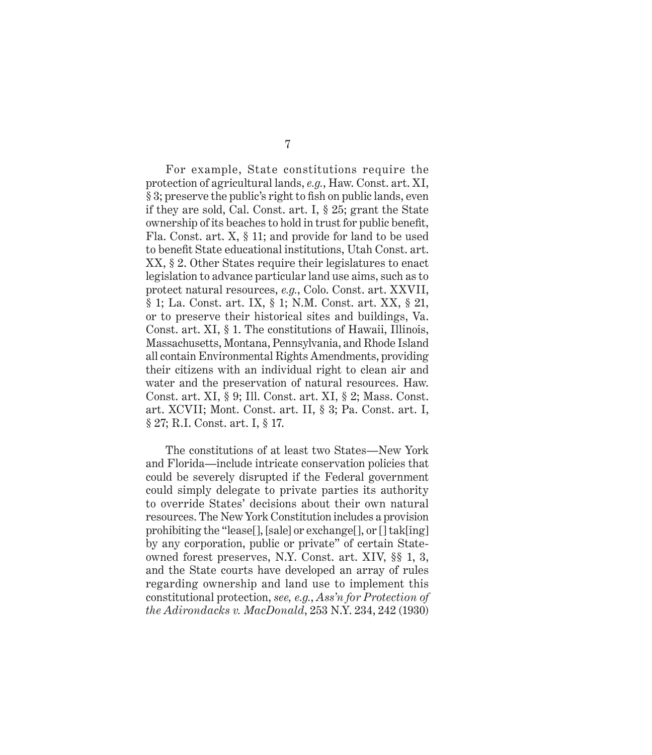For example, State constitutions require the protection of agricultural lands, *e.g.*, Haw. Const. art. XI, § 3; preserve the public's right to fish on public lands, even if they are sold, Cal. Const. art. I, § 25; grant the State ownership of its beaches to hold in trust for public benefit, Fla. Const. art. X, § 11; and provide for land to be used to benefit State educational institutions, Utah Const. art. XX, § 2. Other States require their legislatures to enact legislation to advance particular land use aims, such as to protect natural resources, *e.g.*, Colo. Const. art. XXVII, § 1; La. Const. art. IX, § 1; N.M. Const. art. XX, § 21, or to preserve their historical sites and buildings, Va. Const. art. XI, § 1. The constitutions of Hawaii, Illinois, Massachusetts, Montana, Pennsylvania, and Rhode Island all contain Environmental Rights Amendments, providing their citizens with an individual right to clean air and water and the preservation of natural resources. Haw. Const. art. XI, § 9; Ill. Const. art. XI, § 2; Mass. Const. art. XCVII; Mont. Const. art. II, § 3; Pa. Const. art. I, § 27; R.I. Const. art. I, § 17.

The constitutions of at least two States—New York and Florida—include intricate conservation policies that could be severely disrupted if the Federal government could simply delegate to private parties its authority to override States' decisions about their own natural resources. The New York Constitution includes a provision prohibiting the "lease[], [sale] or exchange[], or [] tak[ing] by any corporation, public or private" of certain State-owned forest preserves, N.Y. Const. art. XIV, §§ 1, 3, and the State courts have developed an array of rules regarding ownership and land use to implement this constitutional protection, *see, e.g.*, *Ass'n for Protection of the Adirondacks v. MacDonald*, 253 N.Y. 234, 242 (1930)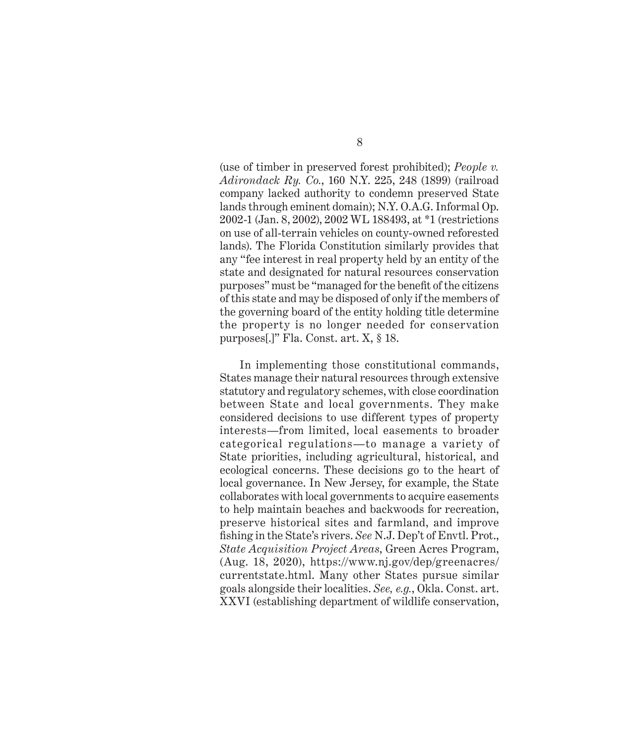(use of timber in preserved forest prohibited); *People v. Adirondack Ry. Co.*, 160 N.Y. 225, 248 (1899) (railroad company lacked authority to condemn preserved State lands through eminent domain); N.Y. O.A.G. Informal Op. 2002-1 (Jan. 8, 2002), 2002 WL 188493, at *1 (restrictions on use of all-terrain vehicles on county-owned reforested lands). The Florida Constitution similarly provides that any "fee interest in real property held by an entity of the state and designated for natural resources conservation purposes" must be "managed for the benefit of the citizens of this state and may be disposed of only if the members of the governing board of the entity holding title determine the property is no longer needed for conservation purposes[.]" Fla. Const. art. X, § 18.

In implementing those constitutional commands, States manage their natural resources through extensive statutory and regulatory schemes, with close coordination between State and local governments. They make considered decisions to use different types of property interests—from limited, local easements to broader categorical regulations—to manage a variety of State priorities, including agricultural, historical, and ecological concerns. These decisions go to the heart of local governance. In New Jersey, for example, the State collaborates with local governments to acquire easements to help maintain beaches and backwoods for recreation, preserve historical sites and farmland, and improve fishing in the State's rivers. *See* N.J. Dep't of Envtl. Prot., *State Acquisition Project Areas*, Green Acres Program, (Aug. 18, 2020), https://www.nj.gov/dep/greenacres/currentstate.html. Many other States pursue similar goals alongside their localities. *See, e.g.*, Okla. Const. art. XXVI (establishing department of wildlife conservation,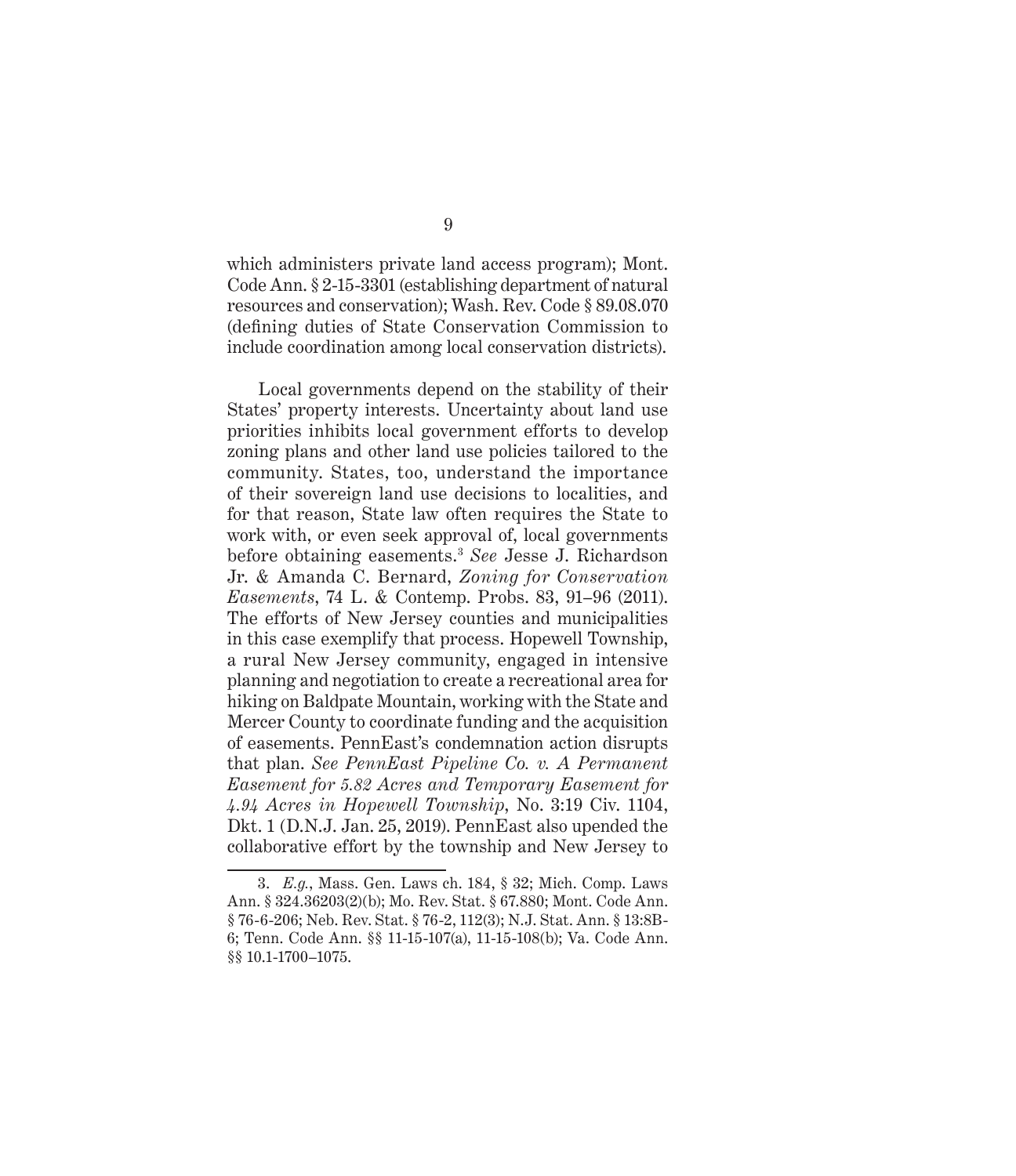which administers private land access program); Mont. Code Ann. § 2-15-3301 (establishing department of natural resources and conservation); Wash. Rev. Code § 89.08.070 (defining duties of State Conservation Commission to include coordination among local conservation districts).

Local governments depend on the stability of their States' property interests. Uncertainty about land use priorities inhibits local government efforts to develop zoning plans and other land use policies tailored to the community. States, too, understand the importance of their sovereign land use decisions to localities, and for that reason, State law often requires the State to work with, or even seek approval of, local governments before obtaining easements.[3] *See* Jesse J. Richardson Jr. & Amanda C. Bernard, *Zoning for Conservation Easements*, 74 L. & Contemp. Probs. 83, 91–96 (2011). The efforts of New Jersey counties and municipalities in this case exemplify that process. Hopewell Township, a rural New Jersey community, engaged in intensive planning and negotiation to create a recreational area for hiking on Baldpate Mountain, working with the State and Mercer County to coordinate funding and the acquisition of easements. PennEast's condemnation action disrupts that plan. *See PennEast Pipeline Co. v. A Permanent Easement for 5.82 Acres and Temporary Easement for 4.94 Acres in Hopewell Township*, No. 3:19 Civ. 1104, Dkt. 1 (D.N.J. Jan. 25, 2019). PennEast also upended the collaborative effort by the township and New Jersey to

---

3. *E.g.*, Mass. Gen. Laws ch. 184, § 32; Mich. Comp. Laws Ann. § 324.36203(2)(b); Mo. Rev. Stat. § 67.880; Mont. Code Ann. § 76-6-206; Neb. Rev. Stat. § 76-2, 112(3); N.J. Stat. Ann. § 13:8B-6; Tenn. Code Ann. §§ 11-15-107(a), 11-15-108(b); Va. Code Ann. §§ 10.1-1700–1075.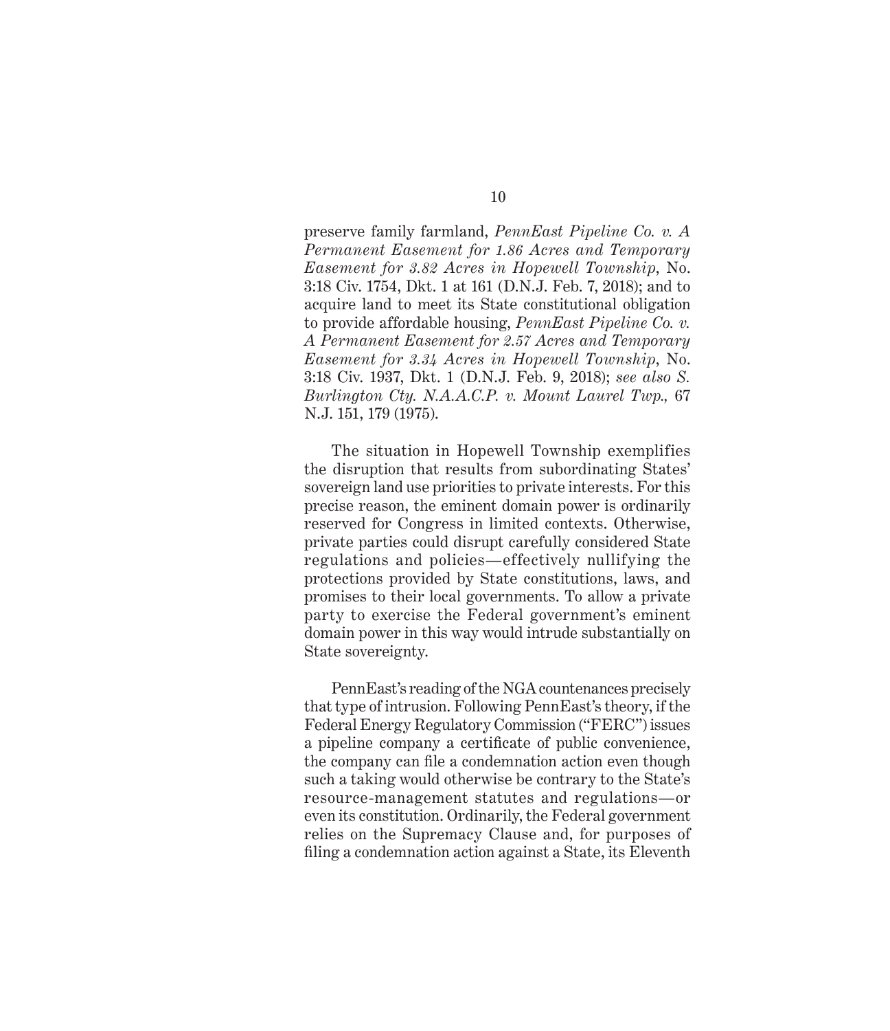preserve family farmland, *PennEast Pipeline Co. v. A Permanent Easement for 1.86 Acres and Temporary Easement for 3.82 Acres in Hopewell Township*, No. 3:18 Civ. 1754, Dkt. 1 at 161 (D.N.J. Feb. 7, 2018); and to acquire land to meet its State constitutional obligation to provide affordable housing, *PennEast Pipeline Co. v. A Permanent Easement for 2.57 Acres and Temporary Easement for 3.34 Acres in Hopewell Township*, No. 3:18 Civ. 1937, Dkt. 1 (D.N.J. Feb. 9, 2018); *see also S. Burlington Cty. N.A.A.C.P. v. Mount Laurel Twp.,* 67 N.J. 151, 179 (1975).

The situation in Hopewell Township exemplifies the disruption that results from subordinating States' sovereign land use priorities to private interests. For this precise reason, the eminent domain power is ordinarily reserved for Congress in limited contexts. Otherwise, private parties could disrupt carefully considered State regulations and policies—effectively nullifying the protections provided by State constitutions, laws, and promises to their local governments. To allow a private party to exercise the Federal government's eminent domain power in this way would intrude substantially on State sovereignty.

PennEast's reading of the NGA countenances precisely that type of intrusion. Following PennEast's theory, if the Federal Energy Regulatory Commission ("FERC") issues a pipeline company a certificate of public convenience, the company can file a condemnation action even though such a taking would otherwise be contrary to the State's resource-management statutes and regulations—or even its constitution. Ordinarily, the Federal government relies on the Supremacy Clause and, for purposes of filing a condemnation action against a State, its Eleventh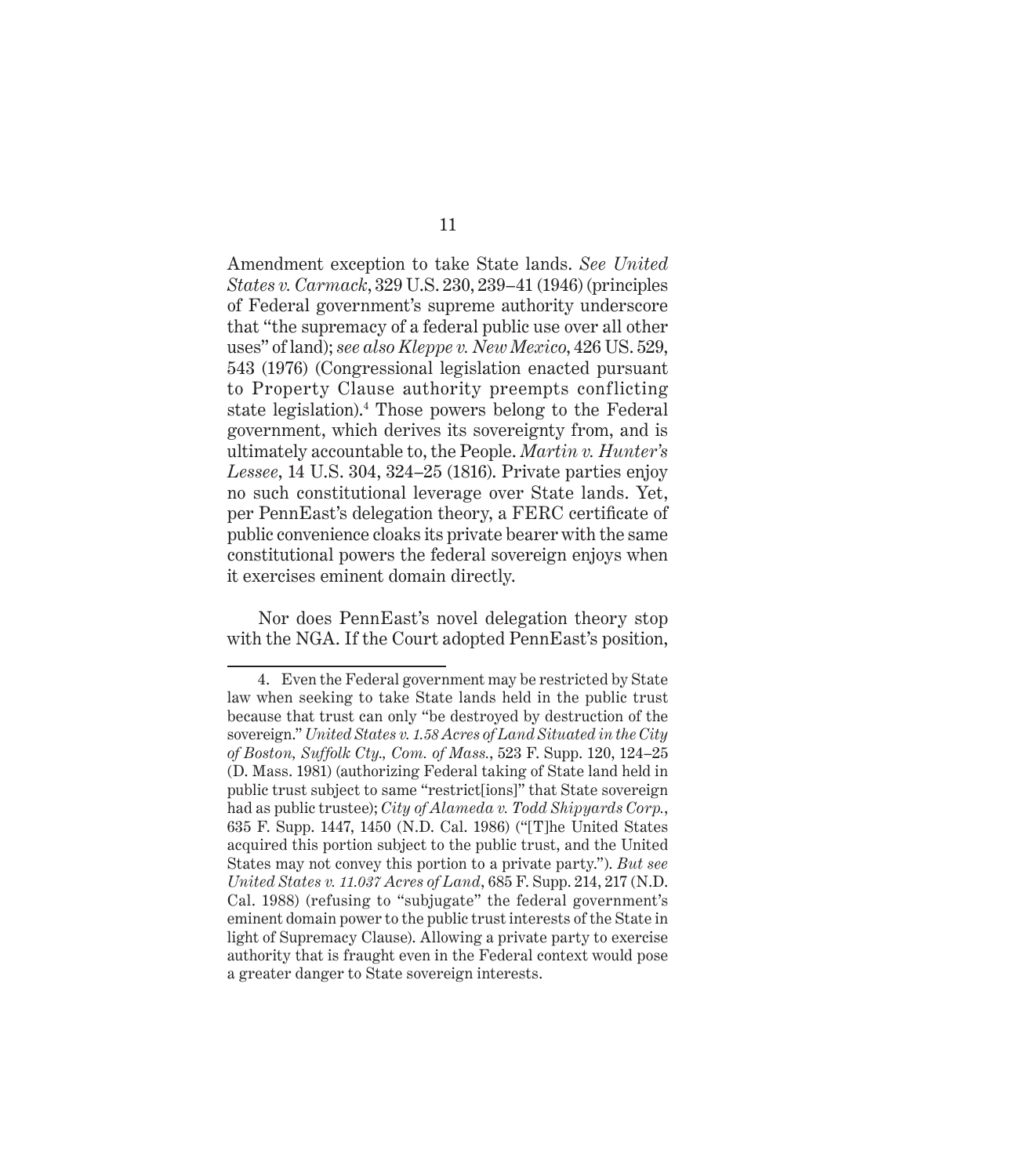Amendment exception to take State lands. *See United States v. Carmack*, 329 U.S. 230, 239–41 (1946) (principles of Federal government's supreme authority underscore that "the supremacy of a federal public use over all other uses" of land); *see also Kleppe v. New Mexico*, 426 US. 529, 543 (1976) (Congressional legislation enacted pursuant to Property Clause authority preempts conflicting state legislation).[4] Those powers belong to the Federal government, which derives its sovereignty from, and is ultimately accountable to, the People. *Martin v. Hunter's Lessee*, 14 U.S. 304, 324–25 (1816). Private parties enjoy no such constitutional leverage over State lands. Yet, per PennEast's delegation theory, a FERC certificate of public convenience cloaks its private bearer with the same constitutional powers the federal sovereign enjoys when it exercises eminent domain directly.

Nor does PennEast's novel delegation theory stop with the NGA. If the Court adopted PennEast's position,

---

4. Even the Federal government may be restricted by State law when seeking to take State lands held in the public trust because that trust can only "be destroyed by destruction of the sovereign." *United States v. 1.58 Acres of Land Situated in the City of Boston, Suffolk Cty., Com. of Mass.*, 523 F. Supp. 120, 124–25 (D. Mass. 1981) (authorizing Federal taking of State land held in public trust subject to same "restrict[ions]" that State sovereign had as public trustee); *City of Alameda v. Todd Shipyards Corp.*, 635 F. Supp. 1447, 1450 (N.D. Cal. 1986) ("[T]he United States acquired this portion subject to the public trust, and the United States may not convey this portion to a private party."). *But see United States v. 11.037 Acres of Land*, 685 F. Supp. 214, 217 (N.D. Cal. 1988) (refusing to "subjugate" the federal government's eminent domain power to the public trust interests of the State in light of Supremacy Clause). Allowing a private party to exercise authority that is fraught even in the Federal context would pose a greater danger to State sovereign interests.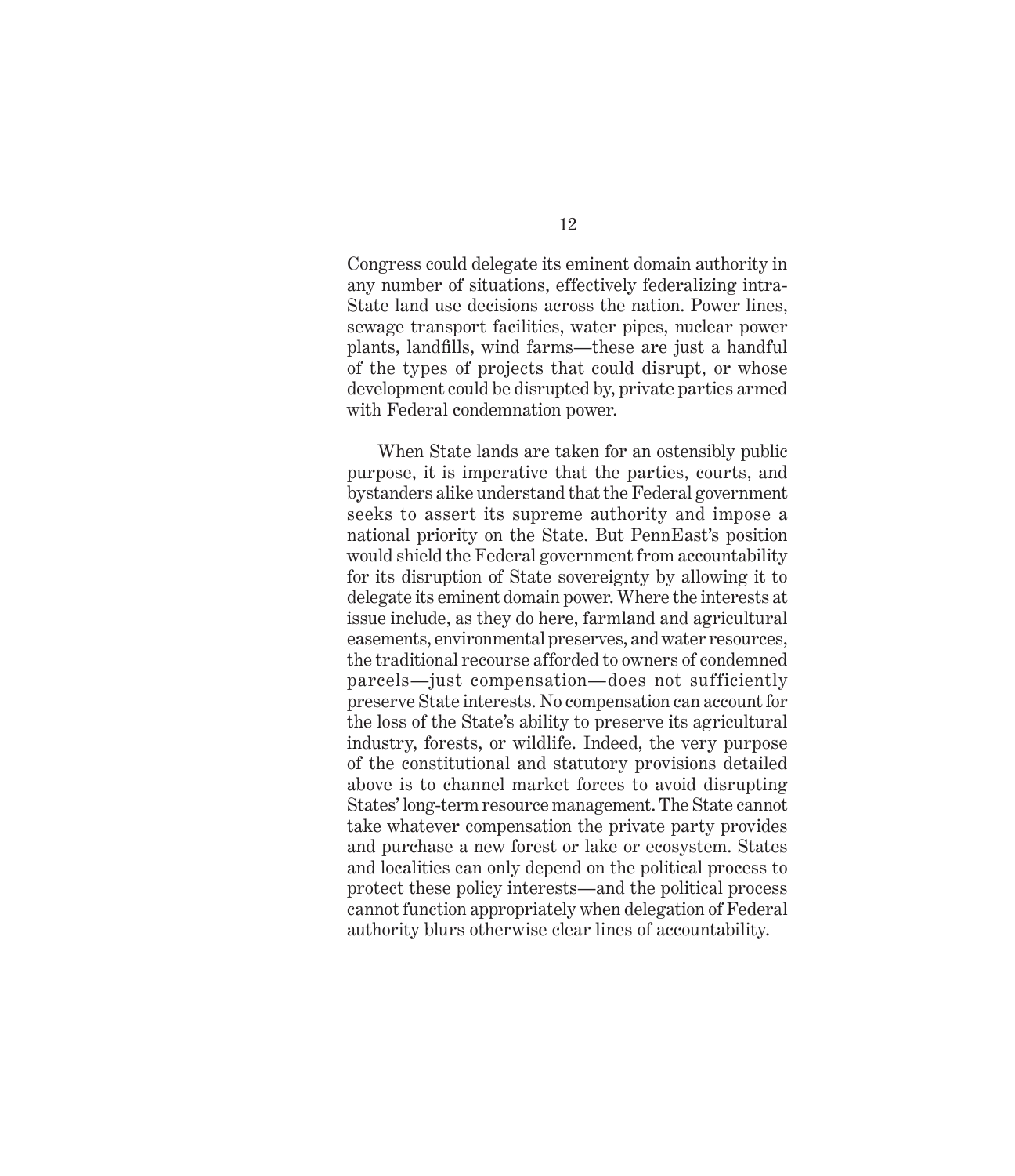Congress could delegate its eminent domain authority in any number of situations, effectively federalizing intra-State land use decisions across the nation. Power lines, sewage transport facilities, water pipes, nuclear power plants, landfills, wind farms—these are just a handful of the types of projects that could disrupt, or whose development could be disrupted by, private parties armed with Federal condemnation power.

When State lands are taken for an ostensibly public purpose, it is imperative that the parties, courts, and bystanders alike understand that the Federal government seeks to assert its supreme authority and impose a national priority on the State. But PennEast's position would shield the Federal government from accountability for its disruption of State sovereignty by allowing it to delegate its eminent domain power. Where the interests at issue include, as they do here, farmland and agricultural easements, environmental preserves, and water resources, the traditional recourse afforded to owners of condemned parcels—just compensation—does not sufficiently preserve State interests. No compensation can account for the loss of the State's ability to preserve its agricultural industry, forests, or wildlife. Indeed, the very purpose of the constitutional and statutory provisions detailed above is to channel market forces to avoid disrupting States' long-term resource management. The State cannot take whatever compensation the private party provides and purchase a new forest or lake or ecosystem. States and localities can only depend on the political process to protect these policy interests—and the political process cannot function appropriately when delegation of Federal authority blurs otherwise clear lines of accountability.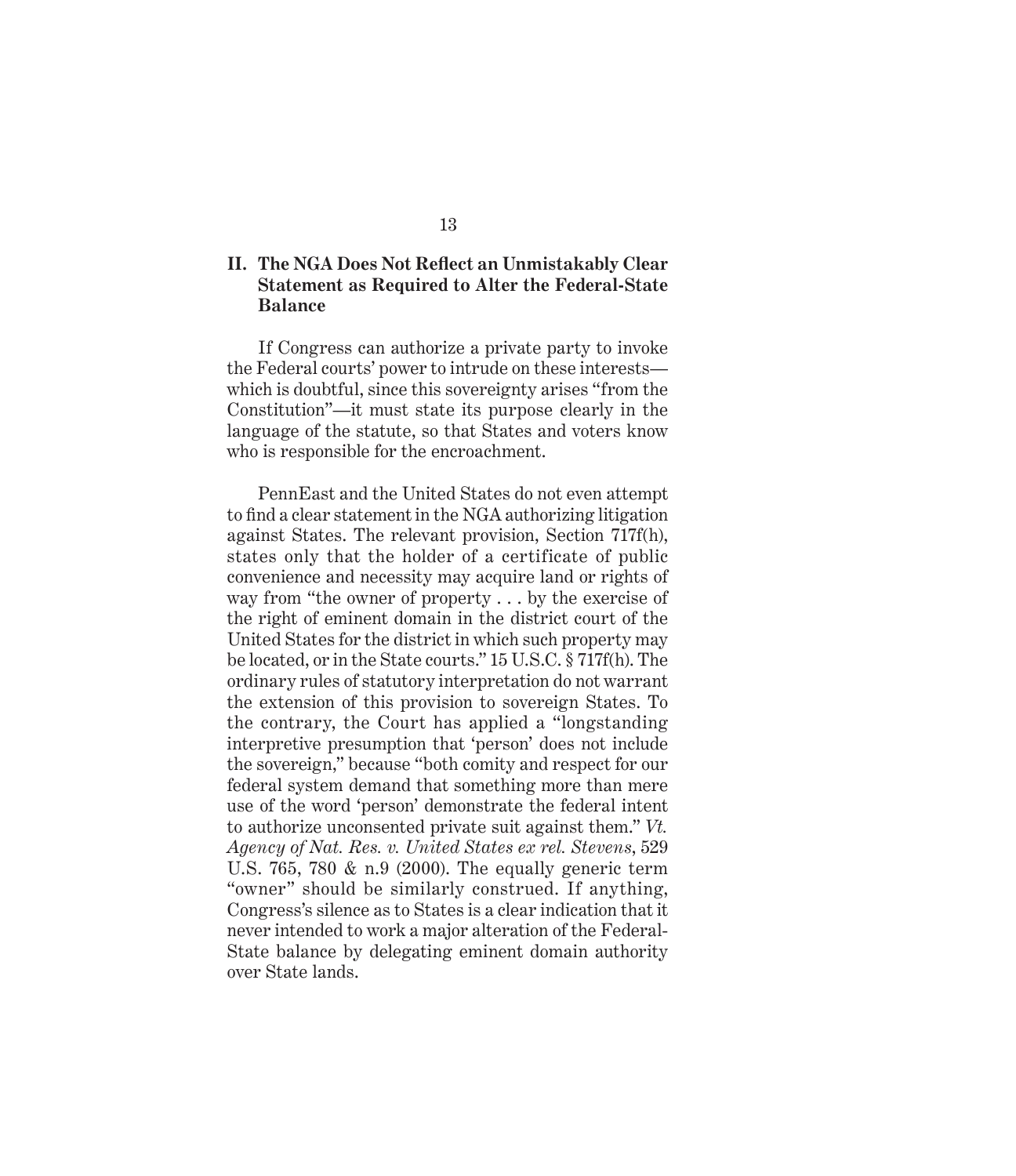## II. The NGA Does Not Reflect an Unmistakably Clear Statement as Required to Alter the Federal-State Balance

If Congress can authorize a private party to invoke the Federal courts' power to intrude on these interests—which is doubtful, since this sovereignty arises "from the Constitution"—it must state its purpose clearly in the language of the statute, so that States and voters know who is responsible for the encroachment.

PennEast and the United States do not even attempt to find a clear statement in the NGA authorizing litigation against States. The relevant provision, Section 717f(h), states only that the holder of a certificate of public convenience and necessity may acquire land or rights of way from "the owner of property . . . by the exercise of the right of eminent domain in the district court of the United States for the district in which such property may be located, or in the State courts." 15 U.S.C. § 717f(h). The ordinary rules of statutory interpretation do not warrant the extension of this provision to sovereign States. To the contrary, the Court has applied a "longstanding interpretive presumption that 'person' does not include the sovereign," because "both comity and respect for our federal system demand that something more than mere use of the word 'person' demonstrate the federal intent to authorize unconsented private suit against them." *Vt. Agency of Nat. Res. v. United States ex rel. Stevens*, 529 U.S. 765, 780 & n.9 (2000). The equally generic term "owner" should be similarly construed. If anything, Congress's silence as to States is a clear indication that it never intended to work a major alteration of the Federal-State balance by delegating eminent domain authority over State lands.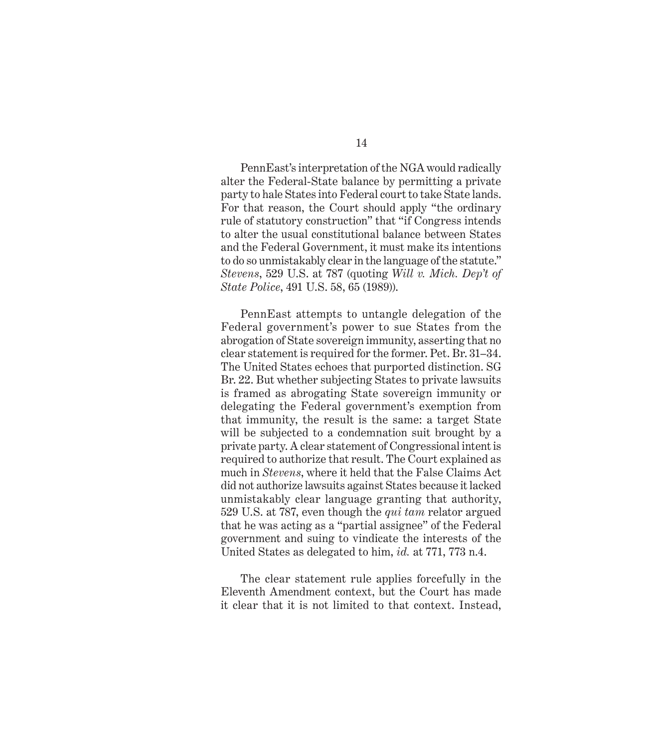PennEast's interpretation of the NGA would radically alter the Federal-State balance by permitting a private party to hale States into Federal court to take State lands. For that reason, the Court should apply "the ordinary rule of statutory construction" that "if Congress intends to alter the usual constitutional balance between States and the Federal Government, it must make its intentions to do so unmistakably clear in the language of the statute." *Stevens*, 529 U.S. at 787 (quoting *Will v. Mich. Dep't of State Police*, 491 U.S. 58, 65 (1989)).

PennEast attempts to untangle delegation of the Federal government's power to sue States from the abrogation of State sovereign immunity, asserting that no clear statement is required for the former. Pet. Br. 31–34. The United States echoes that purported distinction. SG Br. 22. But whether subjecting States to private lawsuits is framed as abrogating State sovereign immunity or delegating the Federal government's exemption from that immunity, the result is the same: a target State will be subjected to a condemnation suit brought by a private party. A clear statement of Congressional intent is required to authorize that result. The Court explained as much in *Stevens*, where it held that the False Claims Act did not authorize lawsuits against States because it lacked unmistakably clear language granting that authority, 529 U.S. at 787, even though the *qui tam* relator argued that he was acting as a "partial assignee" of the Federal government and suing to vindicate the interests of the United States as delegated to him, *id.* at 771, 773 n.4.

The clear statement rule applies forcefully in the Eleventh Amendment context, but the Court has made it clear that it is not limited to that context. Instead,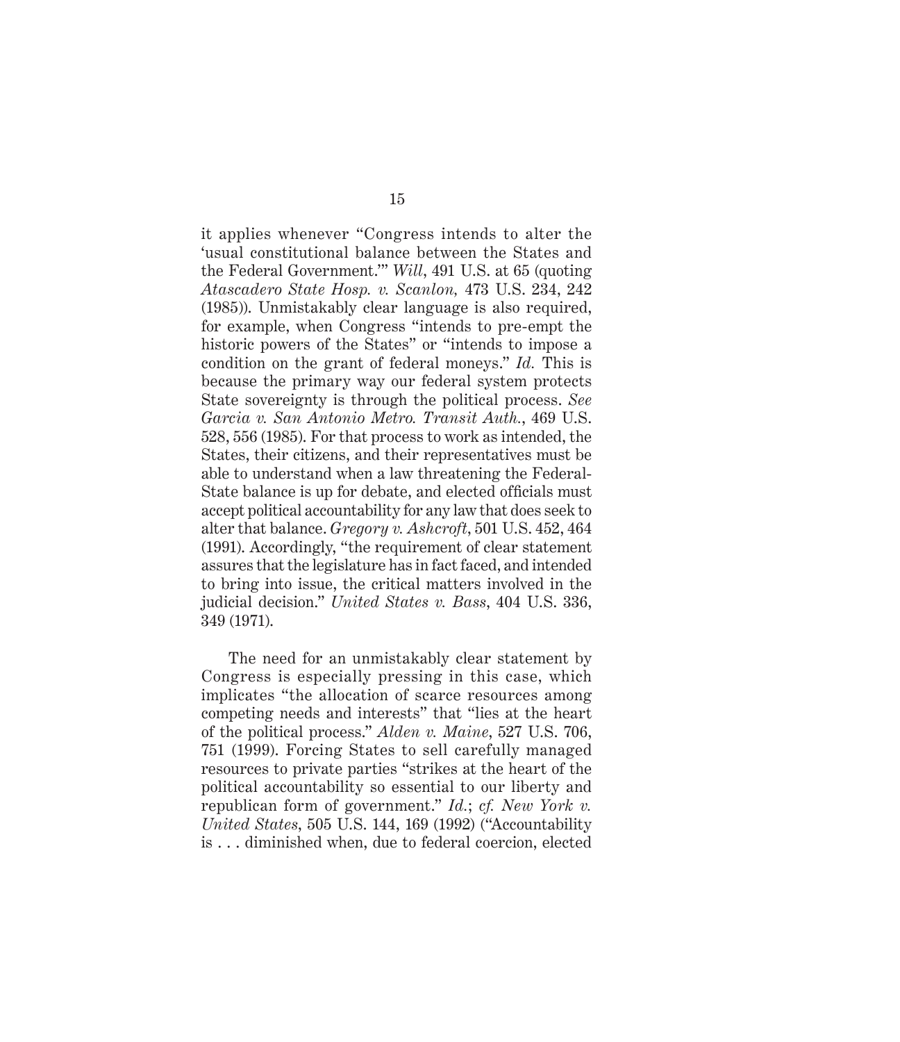it applies whenever "Congress intends to alter the 'usual constitutional balance between the States and the Federal Government.'" *Will*, 491 U.S. at 65 (quoting *Atascadero State Hosp. v. Scanlon,* 473 U.S. 234, 242 (1985)). Unmistakably clear language is also required, for example, when Congress "intends to pre-empt the historic powers of the States" or "intends to impose a condition on the grant of federal moneys." *Id.* This is because the primary way our federal system protects State sovereignty is through the political process. *See Garcia v. San Antonio Metro. Transit Auth.*, 469 U.S. 528, 556 (1985). For that process to work as intended, the States, their citizens, and their representatives must be able to understand when a law threatening the Federal-State balance is up for debate, and elected officials must accept political accountability for any law that does seek to alter that balance. *Gregory v. Ashcroft*, 501 U.S. 452, 464 (1991). Accordingly, "the requirement of clear statement assures that the legislature has in fact faced, and intended to bring into issue, the critical matters involved in the judicial decision." *United States v. Bass*, 404 U.S. 336, 349 (1971).

The need for an unmistakably clear statement by Congress is especially pressing in this case, which implicates "the allocation of scarce resources among competing needs and interests" that "lies at the heart of the political process." *Alden v. Maine*, 527 U.S. 706, 751 (1999). Forcing States to sell carefully managed resources to private parties "strikes at the heart of the political accountability so essential to our liberty and republican form of government." *Id.*; *cf. New York v. United States*, 505 U.S. 144, 169 (1992) ("Accountability is . . . diminished when, due to federal coercion, elected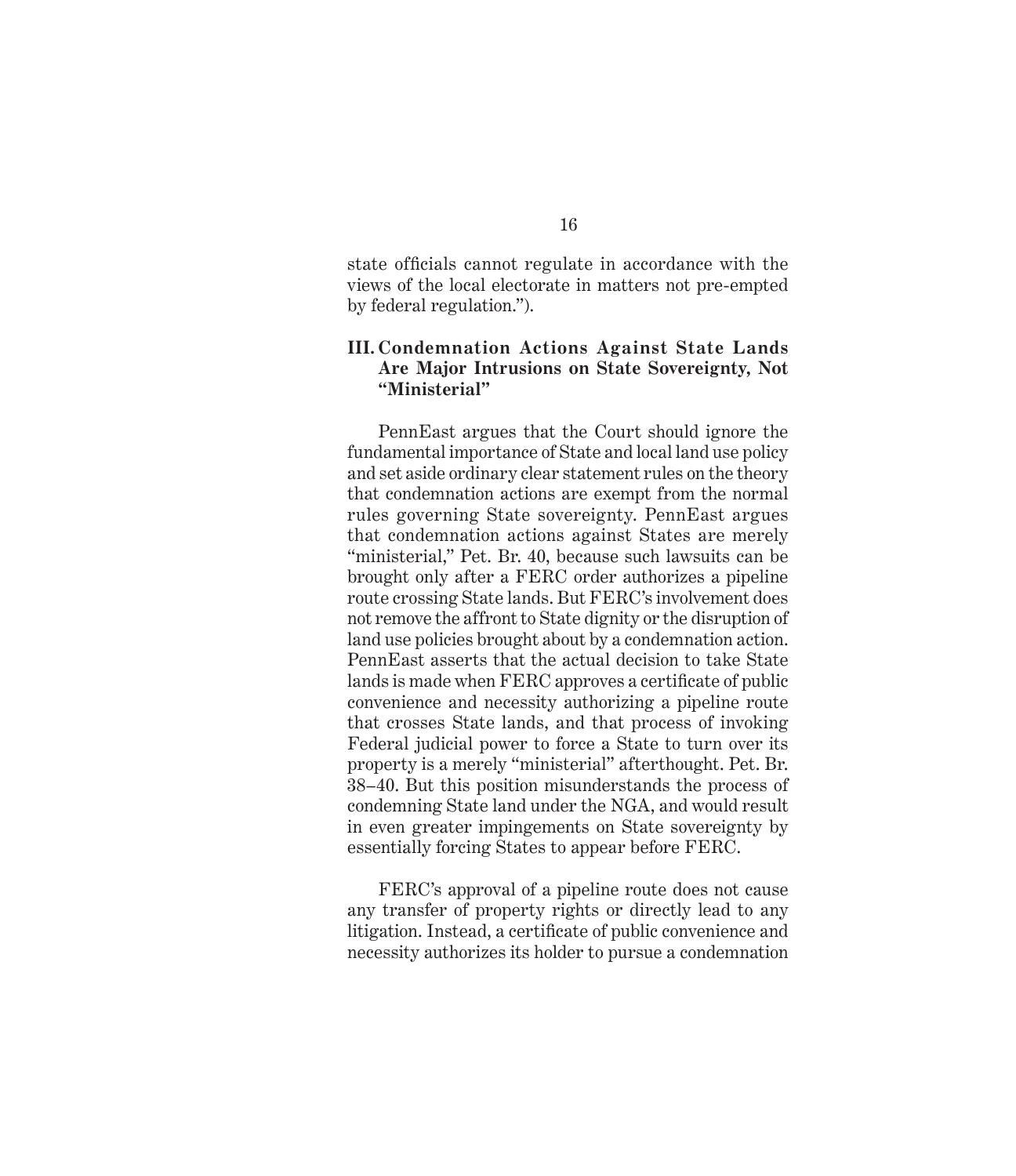state officials cannot regulate in accordance with the views of the local electorate in matters not pre-empted by federal regulation.").

### III. Condemnation Actions Against State Lands Are Major Intrusions on State Sovereignty, Not "Ministerial"

PennEast argues that the Court should ignore the fundamental importance of State and local land use policy and set aside ordinary clear statement rules on the theory that condemnation actions are exempt from the normal rules governing State sovereignty. PennEast argues that condemnation actions against States are merely "ministerial," Pet. Br. 40, because such lawsuits can be brought only after a FERC order authorizes a pipeline route crossing State lands. But FERC's involvement does not remove the affront to State dignity or the disruption of land use policies brought about by a condemnation action. PennEast asserts that the actual decision to take State lands is made when FERC approves a certificate of public convenience and necessity authorizing a pipeline route that crosses State lands, and that process of invoking Federal judicial power to force a State to turn over its property is a merely "ministerial" afterthought. Pet. Br. 38–40. But this position misunderstands the process of condemning State land under the NGA, and would result in even greater impingements on State sovereignty by essentially forcing States to appear before FERC.

FERC's approval of a pipeline route does not cause any transfer of property rights or directly lead to any litigation. Instead, a certificate of public convenience and necessity authorizes its holder to pursue a condemnation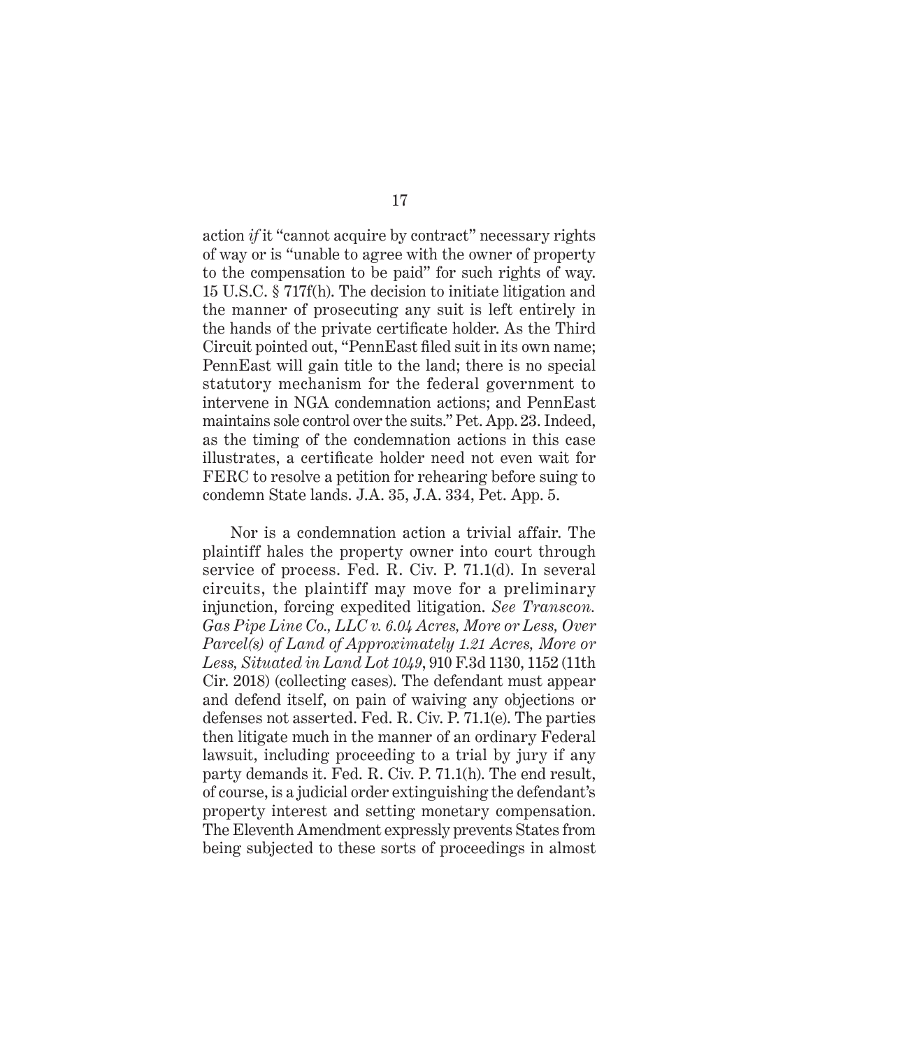action *if* it "cannot acquire by contract" necessary rights of way or is "unable to agree with the owner of property to the compensation to be paid" for such rights of way. 15 U.S.C. § 717f(h). The decision to initiate litigation and the manner of prosecuting any suit is left entirely in the hands of the private certificate holder. As the Third Circuit pointed out, "PennEast filed suit in its own name; PennEast will gain title to the land; there is no special statutory mechanism for the federal government to intervene in NGA condemnation actions; and PennEast maintains sole control over the suits." Pet. App. 23. Indeed, as the timing of the condemnation actions in this case illustrates, a certificate holder need not even wait for FERC to resolve a petition for rehearing before suing to condemn State lands. J.A. 35, J.A. 334, Pet. App. 5.

Nor is a condemnation action a trivial affair. The plaintiff hales the property owner into court through service of process. Fed. R. Civ. P. 71.1(d). In several circuits, the plaintiff may move for a preliminary injunction, forcing expedited litigation. *See Transcon. Gas Pipe Line Co., LLC v. 6.04 Acres, More or Less, Over Parcel(s) of Land of Approximately 1.21 Acres, More or Less, Situated in Land Lot 1049*, 910 F.3d 1130, 1152 (11th Cir. 2018) (collecting cases). The defendant must appear and defend itself, on pain of waiving any objections or defenses not asserted. Fed. R. Civ. P. 71.1(e). The parties then litigate much in the manner of an ordinary Federal lawsuit, including proceeding to a trial by jury if any party demands it. Fed. R. Civ. P. 71.1(h). The end result, of course, is a judicial order extinguishing the defendant's property interest and setting monetary compensation. The Eleventh Amendment expressly prevents States from being subjected to these sorts of proceedings in almost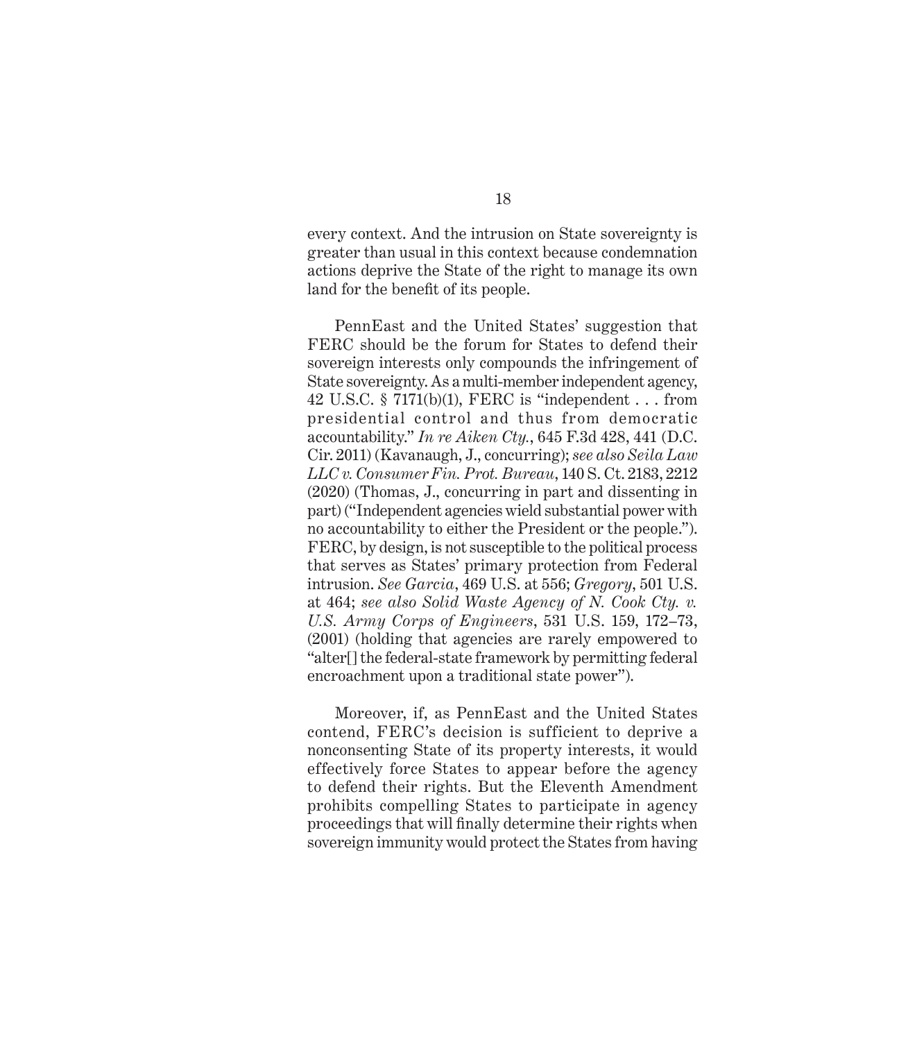every context. And the intrusion on State sovereignty is greater than usual in this context because condemnation actions deprive the State of the right to manage its own land for the benefit of its people.

PennEast and the United States' suggestion that FERC should be the forum for States to defend their sovereign interests only compounds the infringement of State sovereignty. As a multi-member independent agency, 42 U.S.C. § 7171(b)(1), FERC is "independent . . . from presidential control and thus from democratic accountability." *In re Aiken Cty.*, 645 F.3d 428, 441 (D.C. Cir. 2011) (Kavanaugh, J., concurring); *see also Seila Law LLC v. Consumer Fin. Prot. Bureau*, 140 S. Ct. 2183, 2212 (2020) (Thomas, J., concurring in part and dissenting in part) ("Independent agencies wield substantial power with no accountability to either the President or the people."). FERC, by design, is not susceptible to the political process that serves as States' primary protection from Federal intrusion. *See Garcia*, 469 U.S. at 556; *Gregory*, 501 U.S. at 464; *see also Solid Waste Agency of N. Cook Cty. v. U.S. Army Corps of Engineers*, 531 U.S. 159, 172–73, (2001) (holding that agencies are rarely empowered to "alter[] the federal-state framework by permitting federal encroachment upon a traditional state power").

Moreover, if, as PennEast and the United States contend, FERC's decision is sufficient to deprive a nonconsenting State of its property interests, it would effectively force States to appear before the agency to defend their rights. But the Eleventh Amendment prohibits compelling States to participate in agency proceedings that will finally determine their rights when sovereign immunity would protect the States from having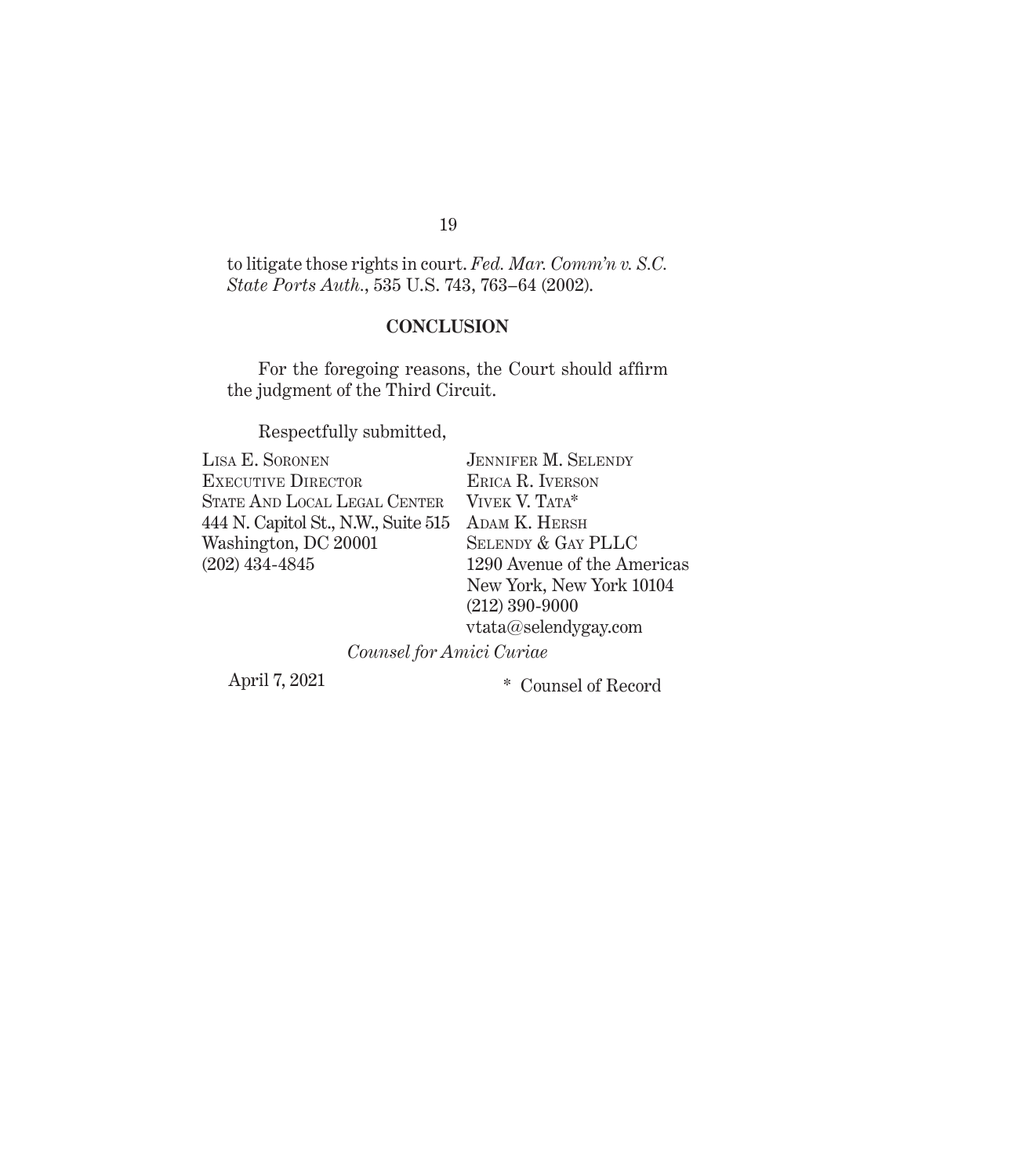to litigate those rights in court. *Fed. Mar. Comm'n v. S.C. State Ports Auth.*, 535 U.S. 743, 763–64 (2002).

## CONCLUSION

For the foregoing reasons, the Court should affirm the judgment of the Third Circuit.

Respectfully submitted,

LISA E. SORONEN
EXECUTIVE DIRECTOR
STATE AND LOCAL LEGAL CENTER
444 N. Capitol St., N.W., Suite 515
Washington, DC 20001
(202) 434-4845

JENNIFER M. SELENDY
ERICA R. IVERSON
VIVEK V. TATA*
ADAM K. HERSH
SELENDY & GAY PLLC
1290 Avenue of the Americas
New York, New York 10104
(212) 390-9000
vtata@selendygay.com

*Counsel for Amici Curiae*

April 7, 2021

\* Counsel of Record